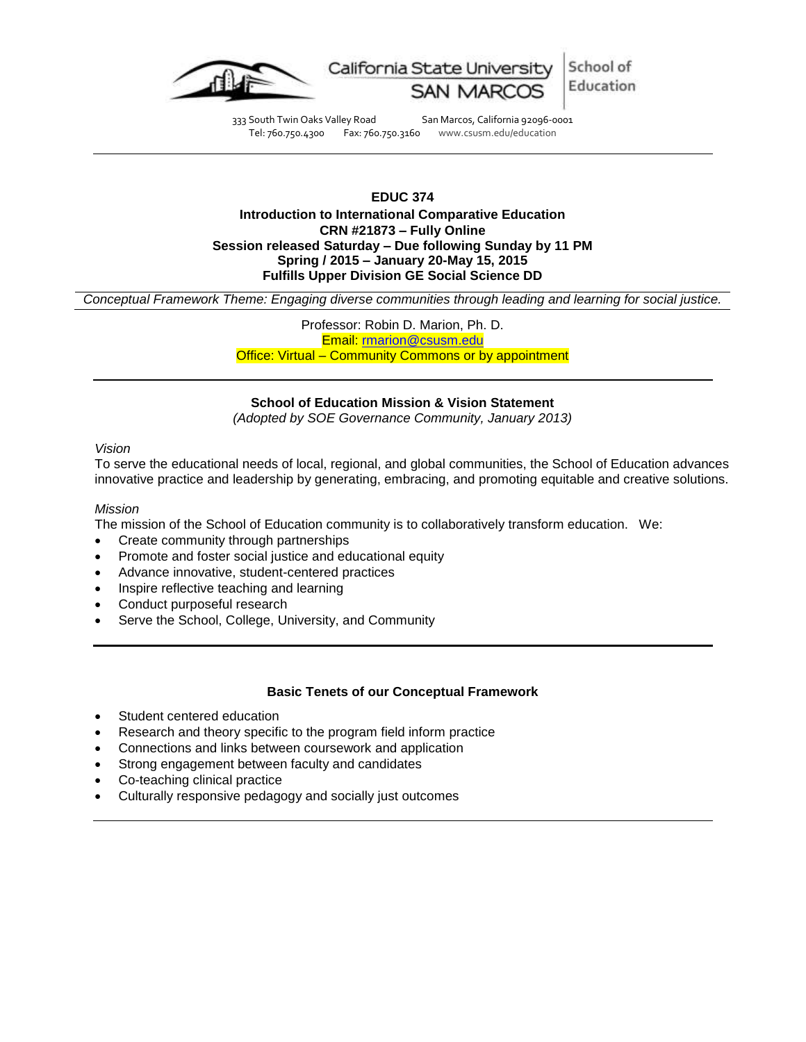California State University SAN MARCOS | School of Education

333 South Twin Oaks Valley Road San Marcos, California 92096-0001
Tel: 760.750.4300 Fax: 760.750.3160 www.csusm.edu/education

**EDUC 374**
**Introduction to International Comparative Education**
**CRN #21873 – Fully Online**
**Session released Saturday – Due following Sunday by 11 PM**
**Spring / 2015 – January 20-May 15, 2015**
**Fulfills Upper Division GE Social Science DD**

*Conceptual Framework Theme: Engaging diverse communities through leading and learning for social justice.*

Professor: Robin D. Marion, Ph. D.
Email: rmarion@csusm.edu
Office: Virtual – Community Commons or by appointment

## School of Education Mission & Vision Statement

*(Adopted by SOE Governance Community, January 2013)*

*Vision*

To serve the educational needs of local, regional, and global communities, the School of Education advances innovative practice and leadership by generating, embracing, and promoting equitable and creative solutions.

*Mission*

The mission of the School of Education community is to collaboratively transform education. We:

- Create community through partnerships
- Promote and foster social justice and educational equity
- Advance innovative, student-centered practices
- Inspire reflective teaching and learning
- Conduct purposeful research
- Serve the School, College, University, and Community

## Basic Tenets of our Conceptual Framework

- Student centered education
- Research and theory specific to the program field inform practice
- Connections and links between coursework and application
- Strong engagement between faculty and candidates
- Co-teaching clinical practice
- Culturally responsive pedagogy and socially just outcomes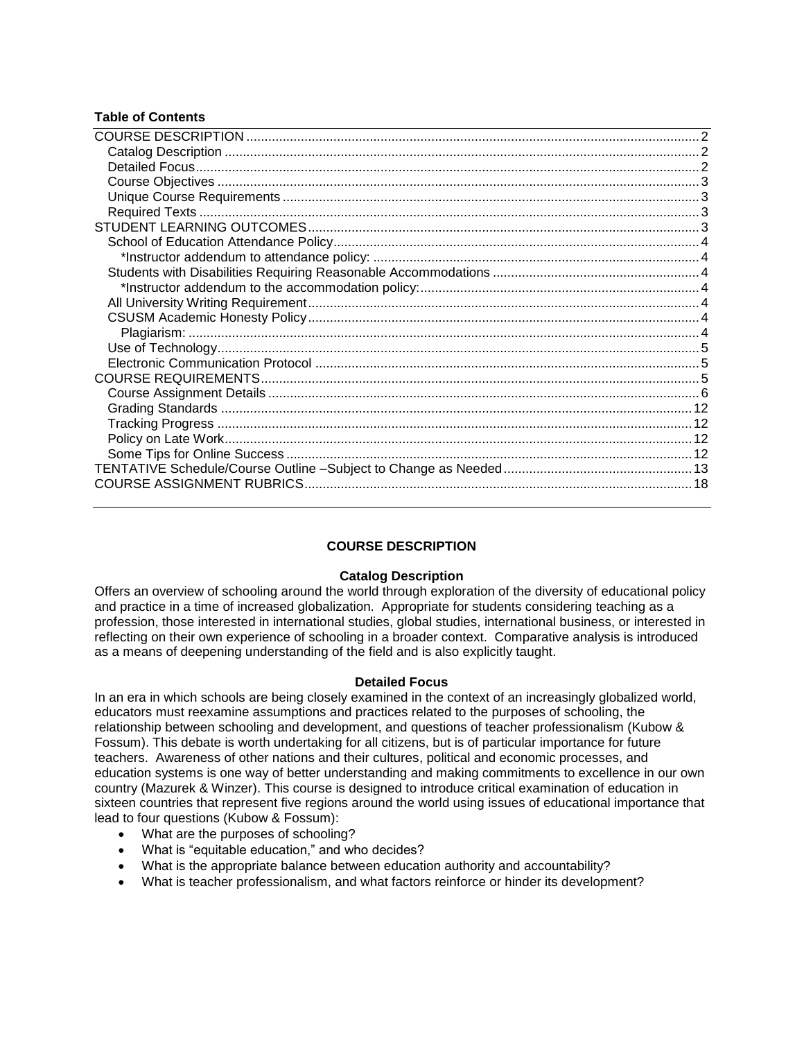**Table of Contents**

- COURSE DESCRIPTION ..... 2
  - Catalog Description ..... 2
  - Detailed Focus ..... 2
  - Course Objectives ..... 3
  - Unique Course Requirements ..... 3
  - Required Texts ..... 3
- STUDENT LEARNING OUTCOMES ..... 3
  - School of Education Attendance Policy ..... 4
    - *Instructor addendum to attendance policy: ..... 4
  - Students with Disabilities Requiring Reasonable Accommodations ..... 4
    - *Instructor addendum to the accommodation policy: ..... 4
  - All University Writing Requirement ..... 4
  - CSUSM Academic Honesty Policy ..... 4
    - Plagiarism: ..... 4
  - Use of Technology ..... 5
  - Electronic Communication Protocol ..... 5
- COURSE REQUIREMENTS ..... 5
  - Course Assignment Details ..... 6
  - Grading Standards ..... 12
  - Tracking Progress ..... 12
  - Policy on Late Work ..... 12
  - Some Tips for Online Success ..... 12
- TENTATIVE Schedule/Course Outline –Subject to Change as Needed ..... 13
- COURSE ASSIGNMENT RUBRICS ..... 18

---

## COURSE DESCRIPTION

### Catalog Description

Offers an overview of schooling around the world through exploration of the diversity of educational policy and practice in a time of increased globalization. Appropriate for students considering teaching as a profession, those interested in international studies, global studies, international business, or interested in reflecting on their own experience of schooling in a broader context. Comparative analysis is introduced as a means of deepening understanding of the field and is also explicitly taught.

### Detailed Focus

In an era in which schools are being closely examined in the context of an increasingly globalized world, educators must reexamine assumptions and practices related to the purposes of schooling, the relationship between schooling and development, and questions of teacher professionalism (Kubow & Fossum). This debate is worth undertaking for all citizens, but is of particular importance for future teachers. Awareness of other nations and their cultures, political and economic processes, and education systems is one way of better understanding and making commitments to excellence in our own country (Mazurek & Winzer). This course is designed to introduce critical examination of education in sixteen countries that represent five regions around the world using issues of educational importance that lead to four questions (Kubow & Fossum):

- What are the purposes of schooling?
- What is "equitable education," and who decides?
- What is the appropriate balance between education authority and accountability?
- What is teacher professionalism, and what factors reinforce or hinder its development?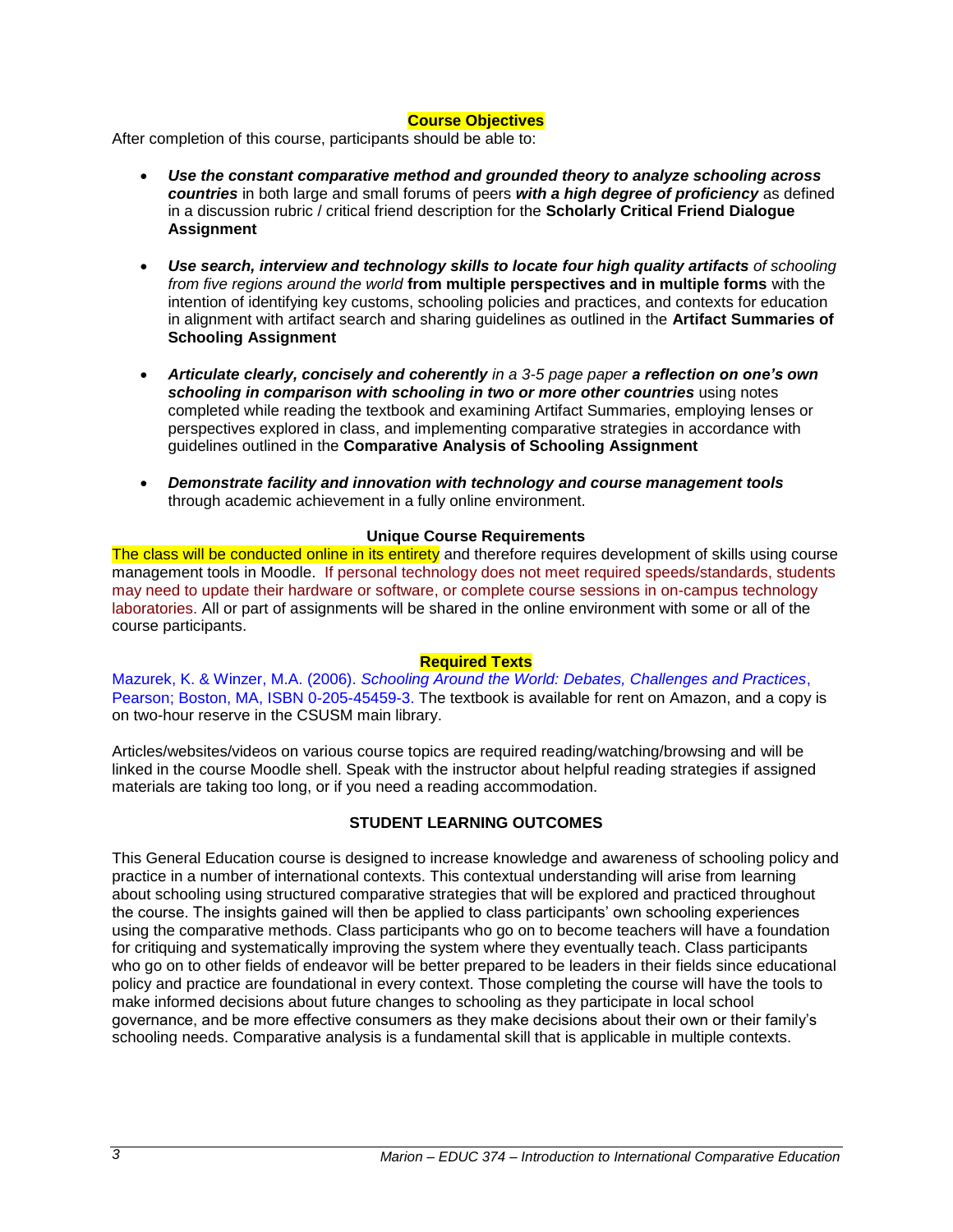## Course Objectives

After completion of this course, participants should be able to:

- ***Use the constant comparative method and grounded theory to analyze schooling across countries*** in both large and small forums of peers ***with a high degree of proficiency*** as defined in a discussion rubric / critical friend description for the **Scholarly Critical Friend Dialogue Assignment**
- ***Use search, interview and technology skills to locate four high quality artifacts*** *of schooling from five regions around the world* **from multiple perspectives and in multiple forms** with the intention of identifying key customs, schooling policies and practices, and contexts for education in alignment with artifact search and sharing guidelines as outlined in the **Artifact Summaries of Schooling Assignment**
- ***Articulate clearly, concisely and coherently*** *in a 3-5 page paper* ***a reflection on one's own schooling in comparison with schooling in two or more other countries*** using notes completed while reading the textbook and examining Artifact Summaries, employing lenses or perspectives explored in class, and implementing comparative strategies in accordance with guidelines outlined in the **Comparative Analysis of Schooling Assignment**
- ***Demonstrate facility and innovation with technology and course management tools*** through academic achievement in a fully online environment.

## Unique Course Requirements

The class will be conducted online in its entirety and therefore requires development of skills using course management tools in Moodle. If personal technology does not meet required speeds/standards, students may need to update their hardware or software, or complete course sessions in on-campus technology laboratories. All or part of assignments will be shared in the online environment with some or all of the course participants.

## Required Texts

Mazurek, K. & Winzer, M.A. (2006). *Schooling Around the World: Debates, Challenges and Practices*, Pearson; Boston, MA, ISBN 0-205-45459-3. The textbook is available for rent on Amazon, and a copy is on two-hour reserve in the CSUSM main library.

Articles/websites/videos on various course topics are required reading/watching/browsing and will be linked in the course Moodle shell. Speak with the instructor about helpful reading strategies if assigned materials are taking too long, or if you need a reading accommodation.

## STUDENT LEARNING OUTCOMES

This General Education course is designed to increase knowledge and awareness of schooling policy and practice in a number of international contexts. This contextual understanding will arise from learning about schooling using structured comparative strategies that will be explored and practiced throughout the course. The insights gained will then be applied to class participants' own schooling experiences using the comparative methods. Class participants who go on to become teachers will have a foundation for critiquing and systematically improving the system where they eventually teach. Class participants who go on to other fields of endeavor will be better prepared to be leaders in their fields since educational policy and practice are foundational in every context. Those completing the course will have the tools to make informed decisions about future changes to schooling as they participate in local school governance, and be more effective consumers as they make decisions about their own or their family's schooling needs. Comparative analysis is a fundamental skill that is applicable in multiple contexts.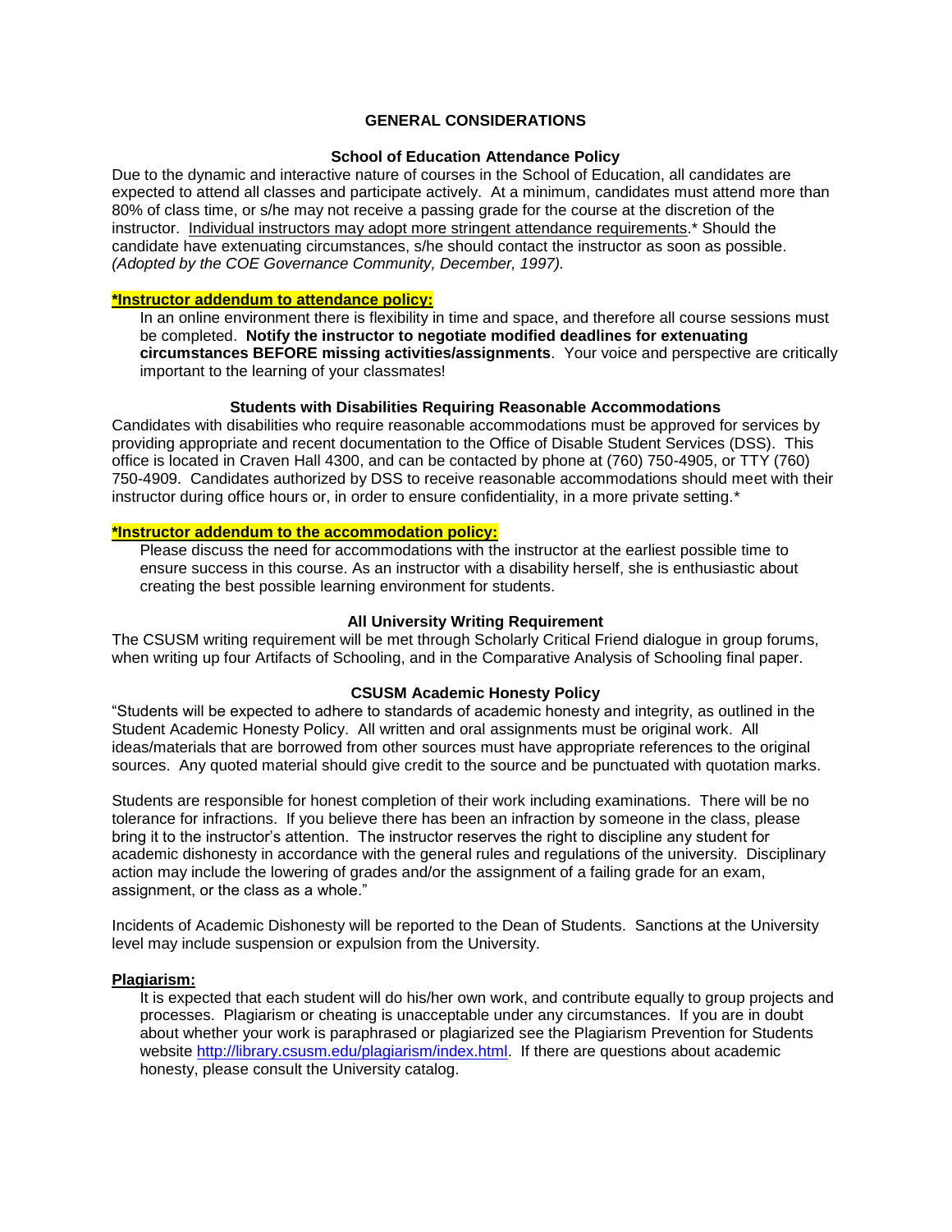## GENERAL CONSIDERATIONS

### School of Education Attendance Policy

Due to the dynamic and interactive nature of courses in the School of Education, all candidates are expected to attend all classes and participate actively. At a minimum, candidates must attend more than 80% of class time, or s/he may not receive a passing grade for the course at the discretion of the instructor. Individual instructors may adopt more stringent attendance requirements.* Should the candidate have extenuating circumstances, s/he should contact the instructor as soon as possible. *(Adopted by the COE Governance Community, December, 1997).*

**\*Instructor addendum to attendance policy:**

In an online environment there is flexibility in time and space, and therefore all course sessions must be completed. **Notify the instructor to negotiate modified deadlines for extenuating circumstances BEFORE missing activities/assignments**. Your voice and perspective are critically important to the learning of your classmates!

### Students with Disabilities Requiring Reasonable Accommodations

Candidates with disabilities who require reasonable accommodations must be approved for services by providing appropriate and recent documentation to the Office of Disable Student Services (DSS). This office is located in Craven Hall 4300, and can be contacted by phone at (760) 750-4905, or TTY (760) 750-4909. Candidates authorized by DSS to receive reasonable accommodations should meet with their instructor during office hours or, in order to ensure confidentiality, in a more private setting.*

**\*Instructor addendum to the accommodation policy:**

Please discuss the need for accommodations with the instructor at the earliest possible time to ensure success in this course. As an instructor with a disability herself, she is enthusiastic about creating the best possible learning environment for students.

### All University Writing Requirement

The CSUSM writing requirement will be met through Scholarly Critical Friend dialogue in group forums, when writing up four Artifacts of Schooling, and in the Comparative Analysis of Schooling final paper.

### CSUSM Academic Honesty Policy

"Students will be expected to adhere to standards of academic honesty and integrity, as outlined in the Student Academic Honesty Policy. All written and oral assignments must be original work. All ideas/materials that are borrowed from other sources must have appropriate references to the original sources. Any quoted material should give credit to the source and be punctuated with quotation marks.

Students are responsible for honest completion of their work including examinations. There will be no tolerance for infractions. If you believe there has been an infraction by someone in the class, please bring it to the instructor's attention. The instructor reserves the right to discipline any student for academic dishonesty in accordance with the general rules and regulations of the university. Disciplinary action may include the lowering of grades and/or the assignment of a failing grade for an exam, assignment, or the class as a whole."

Incidents of Academic Dishonesty will be reported to the Dean of Students. Sanctions at the University level may include suspension or expulsion from the University.

**Plagiarism:**

It is expected that each student will do his/her own work, and contribute equally to group projects and processes. Plagiarism or cheating is unacceptable under any circumstances. If you are in doubt about whether your work is paraphrased or plagiarized see the Plagiarism Prevention for Students website http://library.csusm.edu/plagiarism/index.html. If there are questions about academic honesty, please consult the University catalog.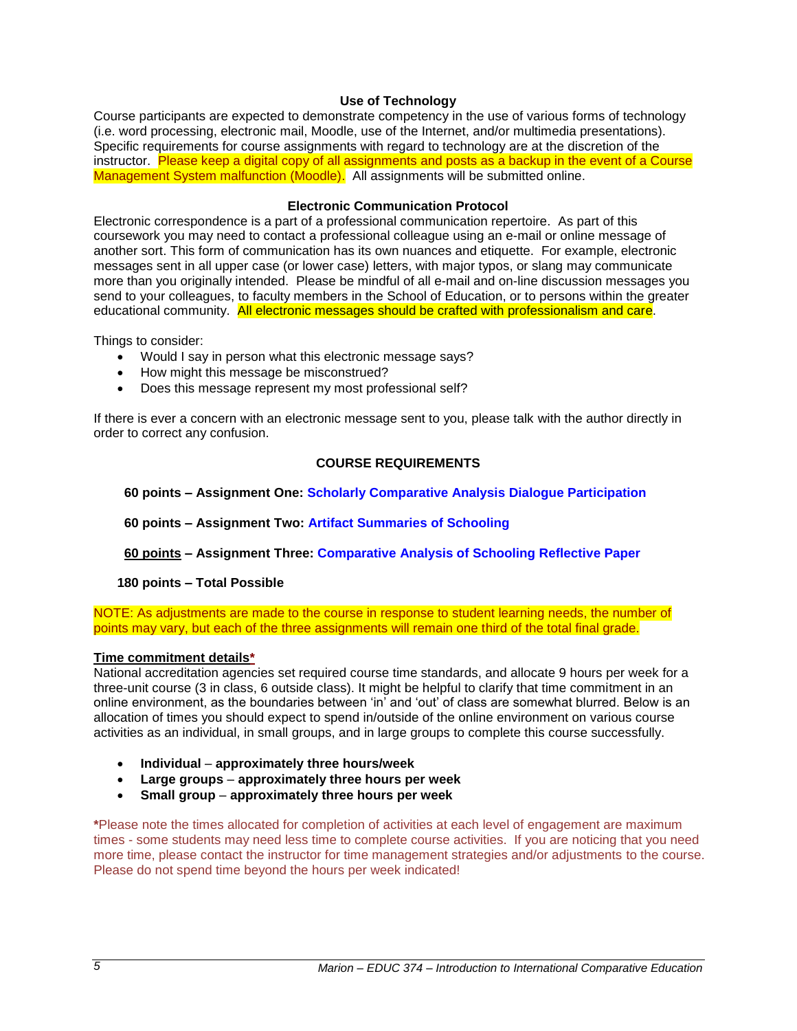### Use of Technology

Course participants are expected to demonstrate competency in the use of various forms of technology (i.e. word processing, electronic mail, Moodle, use of the Internet, and/or multimedia presentations). Specific requirements for course assignments with regard to technology are at the discretion of the instructor. Please keep a digital copy of all assignments and posts as a backup in the event of a Course Management System malfunction (Moodle). All assignments will be submitted online.

### Electronic Communication Protocol

Electronic correspondence is a part of a professional communication repertoire. As part of this coursework you may need to contact a professional colleague using an e-mail or online message of another sort. This form of communication has its own nuances and etiquette. For example, electronic messages sent in all upper case (or lower case) letters, with major typos, or slang may communicate more than you originally intended. Please be mindful of all e-mail and on-line discussion messages you send to your colleagues, to faculty members in the School of Education, or to persons within the greater educational community. All electronic messages should be crafted with professionalism and care.

Things to consider:

- Would I say in person what this electronic message says?
- How might this message be misconstrued?
- Does this message represent my most professional self?

If there is ever a concern with an electronic message sent to you, please talk with the author directly in order to correct any confusion.

## COURSE REQUIREMENTS

**60 points – Assignment One: Scholarly Comparative Analysis Dialogue Participation**

**60 points – Assignment Two: Artifact Summaries of Schooling**

**60 points – Assignment Three: Comparative Analysis of Schooling Reflective Paper**

**180 points – Total Possible**

NOTE: As adjustments are made to the course in response to student learning needs, the number of points may vary, but each of the three assignments will remain one third of the total final grade.

**Time commitment details***

National accreditation agencies set required course time standards, and allocate 9 hours per week for a three-unit course (3 in class, 6 outside class). It might be helpful to clarify that time commitment in an online environment, as the boundaries between 'in' and 'out' of class are somewhat blurred. Below is an allocation of times you should expect to spend in/outside of the online environment on various course activities as an individual, in small groups, and in large groups to complete this course successfully.

- **Individual – approximately three hours/week**
- **Large groups – approximately three hours per week**
- **Small group – approximately three hours per week**

***Please note the times allocated for completion of activities at each level of engagement are maximum times - some students may need less time to complete course activities. If you are noticing that you need more time, please contact the instructor for time management strategies and/or adjustments to the course. Please do not spend time beyond the hours per week indicated!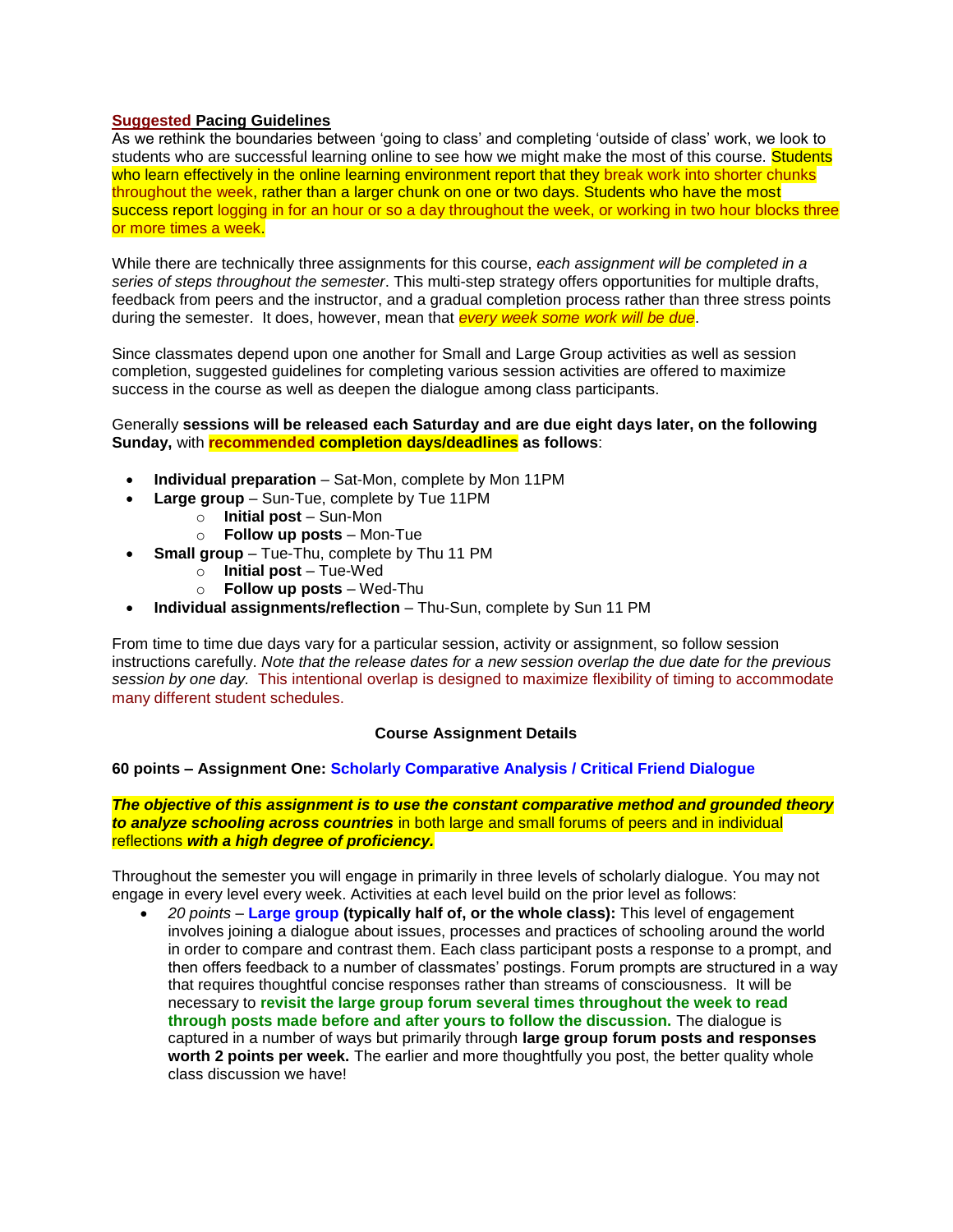**Suggested Pacing Guidelines**

As we rethink the boundaries between 'going to class' and completing 'outside of class' work, we look to students who are successful learning online to see how we might make the most of this course. Students who learn effectively in the online learning environment report that they break work into shorter chunks throughout the week, rather than a larger chunk on one or two days. Students who have the most success report logging in for an hour or so a day throughout the week, or working in two hour blocks three or more times a week.

While there are technically three assignments for this course, *each assignment will be completed in a series of steps throughout the semester*. This multi-step strategy offers opportunities for multiple drafts, feedback from peers and the instructor, and a gradual completion process rather than three stress points during the semester. It does, however, mean that *every week some work will be due*.

Since classmates depend upon one another for Small and Large Group activities as well as session completion, suggested guidelines for completing various session activities are offered to maximize success in the course as well as deepen the dialogue among class participants.

Generally **sessions will be released each Saturday and are due eight days later, on the following Sunday,** with **recommended completion days/deadlines as follows**:

- **Individual preparation** – Sat-Mon, complete by Mon 11PM
- **Large group** – Sun-Tue, complete by Tue 11PM
  - **Initial post** – Sun-Mon
  - **Follow up posts** – Mon-Tue
- **Small group** – Tue-Thu, complete by Thu 11 PM
  - **Initial post** – Tue-Wed
  - **Follow up posts** – Wed-Thu
- **Individual assignments/reflection** – Thu-Sun, complete by Sun 11 PM

From time to time due days vary for a particular session, activity or assignment, so follow session instructions carefully. *Note that the release dates for a new session overlap the due date for the previous session by one day.* This intentional overlap is designed to maximize flexibility of timing to accommodate many different student schedules.

**Course Assignment Details**

**60 points – Assignment One: Scholarly Comparative Analysis / Critical Friend Dialogue**

***The objective of this assignment is to use the constant comparative method and grounded theory to analyze schooling across countries*** in both large and small forums of peers and in individual reflections ***with a high degree of proficiency.***

Throughout the semester you will engage in primarily in three levels of scholarly dialogue. You may not engage in every level every week. Activities at each level build on the prior level as follows:

- *20 points* – **Large group (typically half of, or the whole class):** This level of engagement involves joining a dialogue about issues, processes and practices of schooling around the world in order to compare and contrast them. Each class participant posts a response to a prompt, and then offers feedback to a number of classmates' postings. Forum prompts are structured in a way that requires thoughtful concise responses rather than streams of consciousness. It will be necessary to **revisit the large group forum several times throughout the week to read through posts made before and after yours to follow the discussion.** The dialogue is captured in a number of ways but primarily through **large group forum posts and responses worth 2 points per week.** The earlier and more thoughtfully you post, the better quality whole class discussion we have!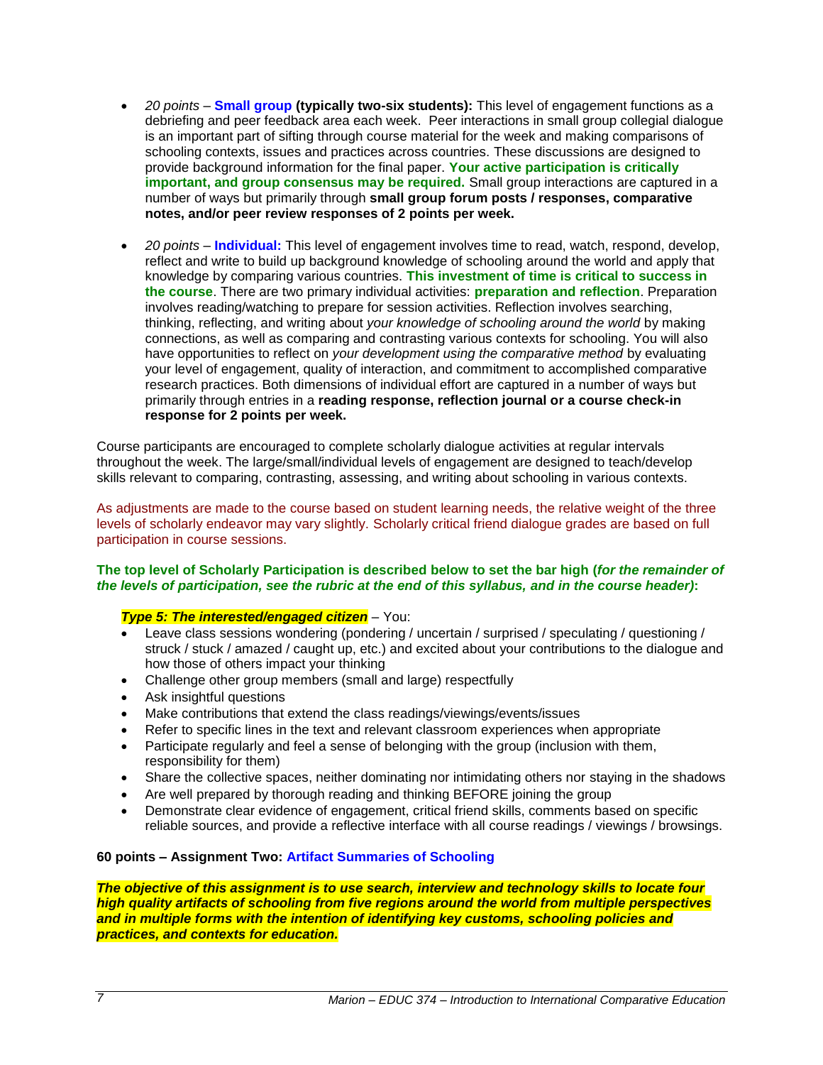- *20 points* – **Small group (typically two-six students):** This level of engagement functions as a debriefing and peer feedback area each week. Peer interactions in small group collegial dialogue is an important part of sifting through course material for the week and making comparisons of schooling contexts, issues and practices across countries. These discussions are designed to provide background information for the final paper. **Your active participation is critically important, and group consensus may be required.** Small group interactions are captured in a number of ways but primarily through **small group forum posts / responses, comparative notes, and/or peer review responses of 2 points per week.**

- *20 points* – **Individual:** This level of engagement involves time to read, watch, respond, develop, reflect and write to build up background knowledge of schooling around the world and apply that knowledge by comparing various countries. **This investment of time is critical to success in the course**. There are two primary individual activities: **preparation and reflection**. Preparation involves reading/watching to prepare for session activities. Reflection involves searching, thinking, reflecting, and writing about *your knowledge of schooling around the world* by making connections, as well as comparing and contrasting various contexts for schooling. You will also have opportunities to reflect on *your development using the comparative method* by evaluating your level of engagement, quality of interaction, and commitment to accomplished comparative research practices. Both dimensions of individual effort are captured in a number of ways but primarily through entries in a **reading response, reflection journal or a course check-in response for 2 points per week.**

Course participants are encouraged to complete scholarly dialogue activities at regular intervals throughout the week. The large/small/individual levels of engagement are designed to teach/develop skills relevant to comparing, contrasting, assessing, and writing about schooling in various contexts.

As adjustments are made to the course based on student learning needs, the relative weight of the three levels of scholarly endeavor may vary slightly. Scholarly critical friend dialogue grades are based on full participation in course sessions.

**The top level of Scholarly Participation is described below to set the bar high (*for the remainder of the levels of participation, see the rubric at the end of this syllabus, and in the course header*):**

***Type 5: The interested/engaged citizen*** – You:

- Leave class sessions wondering (pondering / uncertain / surprised / speculating / questioning / struck / stuck / amazed / caught up, etc.) and excited about your contributions to the dialogue and how those of others impact your thinking
- Challenge other group members (small and large) respectfully
- Ask insightful questions
- Make contributions that extend the class readings/viewings/events/issues
- Refer to specific lines in the text and relevant classroom experiences when appropriate
- Participate regularly and feel a sense of belonging with the group (inclusion with them, responsibility for them)
- Share the collective spaces, neither dominating nor intimidating others nor staying in the shadows
- Are well prepared by thorough reading and thinking BEFORE joining the group
- Demonstrate clear evidence of engagement, critical friend skills, comments based on specific reliable sources, and provide a reflective interface with all course readings / viewings / browsings.

**60 points – Assignment Two: Artifact Summaries of Schooling**

***The objective of this assignment is to use search, interview and technology skills to locate four high quality artifacts of schooling from five regions around the world from multiple perspectives and in multiple forms with the intention of identifying key customs, schooling policies and practices, and contexts for education.***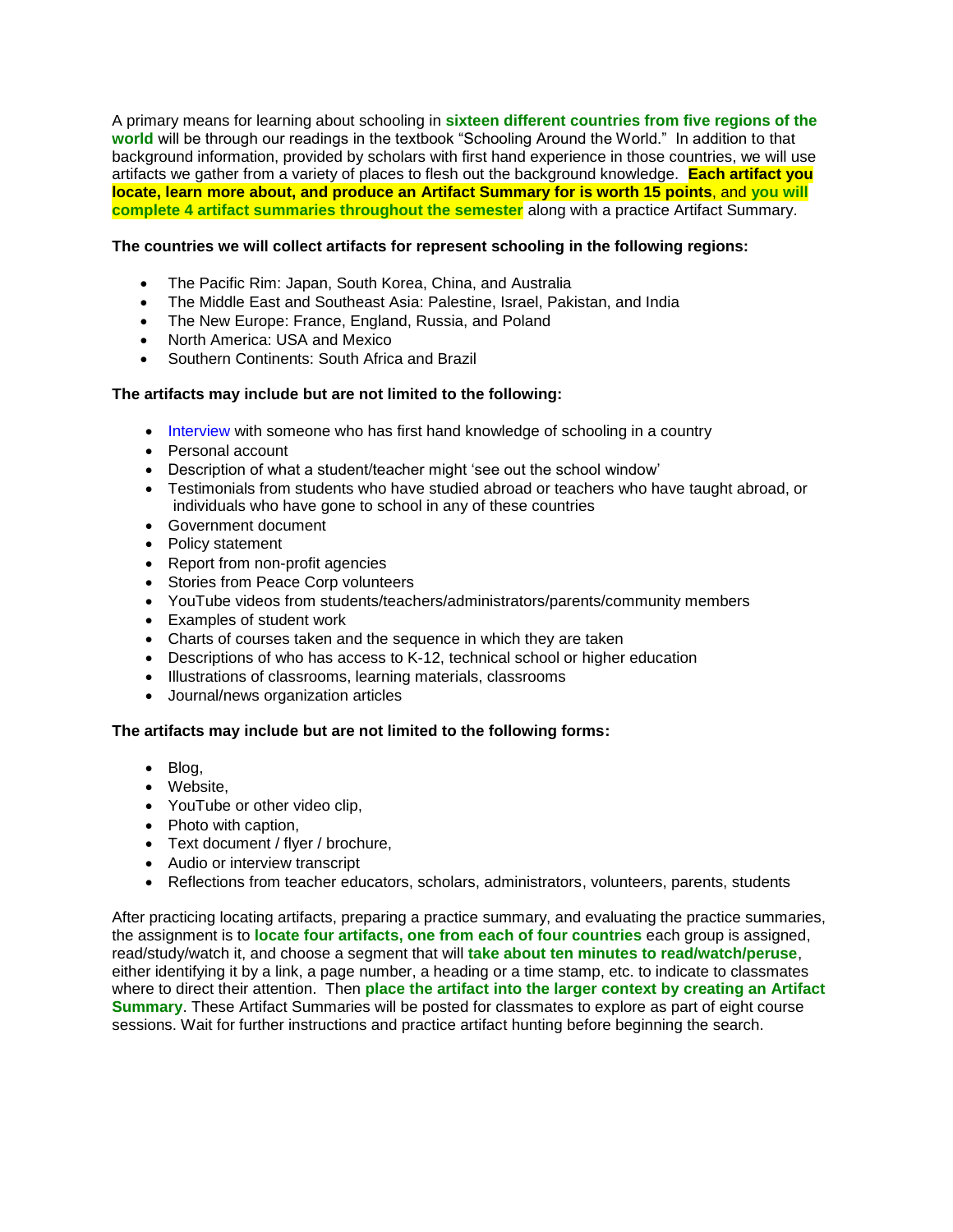A primary means for learning about schooling in **sixteen different countries from five regions of the world** will be through our readings in the textbook "Schooling Around the World." In addition to that background information, provided by scholars with first hand experience in those countries, we will use artifacts we gather from a variety of places to flesh out the background knowledge. **Each artifact you locate, learn more about, and produce an Artifact Summary for is worth 15 points**, and **you will complete 4 artifact summaries throughout the semester** along with a practice Artifact Summary.

**The countries we will collect artifacts for represent schooling in the following regions:**

- The Pacific Rim: Japan, South Korea, China, and Australia
- The Middle East and Southeast Asia: Palestine, Israel, Pakistan, and India
- The New Europe: France, England, Russia, and Poland
- North America: USA and Mexico
- Southern Continents: South Africa and Brazil

**The artifacts may include but are not limited to the following:**

- Interview with someone who has first hand knowledge of schooling in a country
- Personal account
- Description of what a student/teacher might 'see out the school window'
- Testimonials from students who have studied abroad or teachers who have taught abroad, or individuals who have gone to school in any of these countries
- Government document
- Policy statement
- Report from non-profit agencies
- Stories from Peace Corp volunteers
- YouTube videos from students/teachers/administrators/parents/community members
- Examples of student work
- Charts of courses taken and the sequence in which they are taken
- Descriptions of who has access to K-12, technical school or higher education
- Illustrations of classrooms, learning materials, classrooms
- Journal/news organization articles

**The artifacts may include but are not limited to the following forms:**

- Blog,
- Website,
- YouTube or other video clip,
- Photo with caption,
- Text document / flyer / brochure,
- Audio or interview transcript
- Reflections from teacher educators, scholars, administrators, volunteers, parents, students

After practicing locating artifacts, preparing a practice summary, and evaluating the practice summaries, the assignment is to **locate four artifacts, one from each of four countries** each group is assigned, read/study/watch it, and choose a segment that will **take about ten minutes to read/watch/peruse**, either identifying it by a link, a page number, a heading or a time stamp, etc. to indicate to classmates where to direct their attention. Then **place the artifact into the larger context by creating an Artifact Summary**. These Artifact Summaries will be posted for classmates to explore as part of eight course sessions. Wait for further instructions and practice artifact hunting before beginning the search.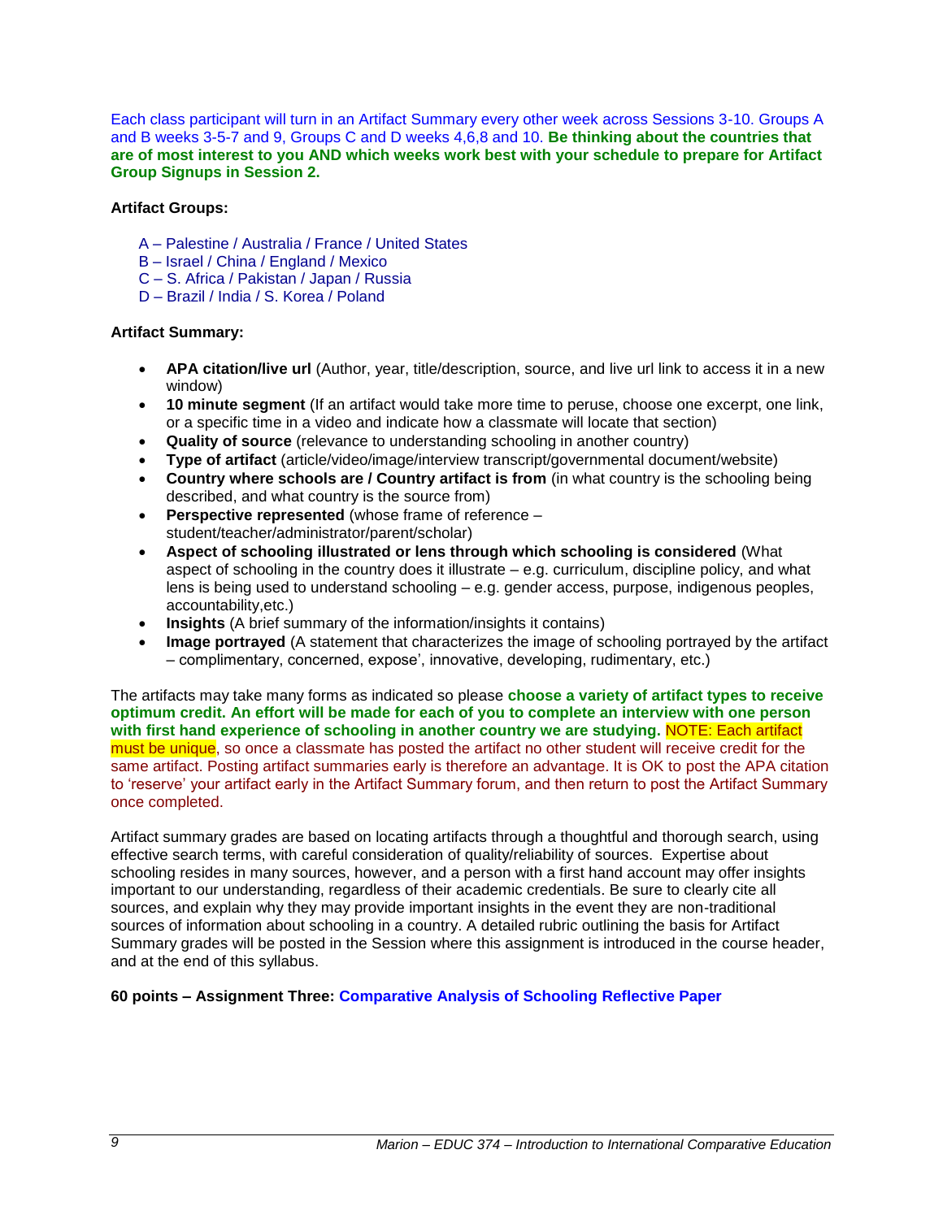Each class participant will turn in an Artifact Summary every other week across Sessions 3-10. Groups A and B weeks 3-5-7 and 9, Groups C and D weeks 4,6,8 and 10. **Be thinking about the countries that are of most interest to you AND which weeks work best with your schedule to prepare for Artifact Group Signups in Session 2.**

**Artifact Groups:**

A – Palestine / Australia / France / United States
B – Israel / China / England / Mexico
C – S. Africa / Pakistan / Japan / Russia
D – Brazil / India / S. Korea / Poland

**Artifact Summary:**

- **APA citation/live url** (Author, year, title/description, source, and live url link to access it in a new window)
- **10 minute segment** (If an artifact would take more time to peruse, choose one excerpt, one link, or a specific time in a video and indicate how a classmate will locate that section)
- **Quality of source** (relevance to understanding schooling in another country)
- **Type of artifact** (article/video/image/interview transcript/governmental document/website)
- **Country where schools are / Country artifact is from** (in what country is the schooling being described, and what country is the source from)
- **Perspective represented** (whose frame of reference – student/teacher/administrator/parent/scholar)
- **Aspect of schooling illustrated or lens through which schooling is considered** (What aspect of schooling in the country does it illustrate – e.g. curriculum, discipline policy, and what lens is being used to understand schooling – e.g. gender access, purpose, indigenous peoples, accountability,etc.)
- **Insights** (A brief summary of the information/insights it contains)
- **Image portrayed** (A statement that characterizes the image of schooling portrayed by the artifact – complimentary, concerned, expose', innovative, developing, rudimentary, etc.)

The artifacts may take many forms as indicated so please **choose a variety of artifact types to receive optimum credit. An effort will be made for each of you to complete an interview with one person with first hand experience of schooling in another country we are studying.** NOTE: Each artifact must be unique, so once a classmate has posted the artifact no other student will receive credit for the same artifact. Posting artifact summaries early is therefore an advantage. It is OK to post the APA citation to 'reserve' your artifact early in the Artifact Summary forum, and then return to post the Artifact Summary once completed.

Artifact summary grades are based on locating artifacts through a thoughtful and thorough search, using effective search terms, with careful consideration of quality/reliability of sources. Expertise about schooling resides in many sources, however, and a person with a first hand account may offer insights important to our understanding, regardless of their academic credentials. Be sure to clearly cite all sources, and explain why they may provide important insights in the event they are non-traditional sources of information about schooling in a country. A detailed rubric outlining the basis for Artifact Summary grades will be posted in the Session where this assignment is introduced in the course header, and at the end of this syllabus.

**60 points – Assignment Three: Comparative Analysis of Schooling Reflective Paper**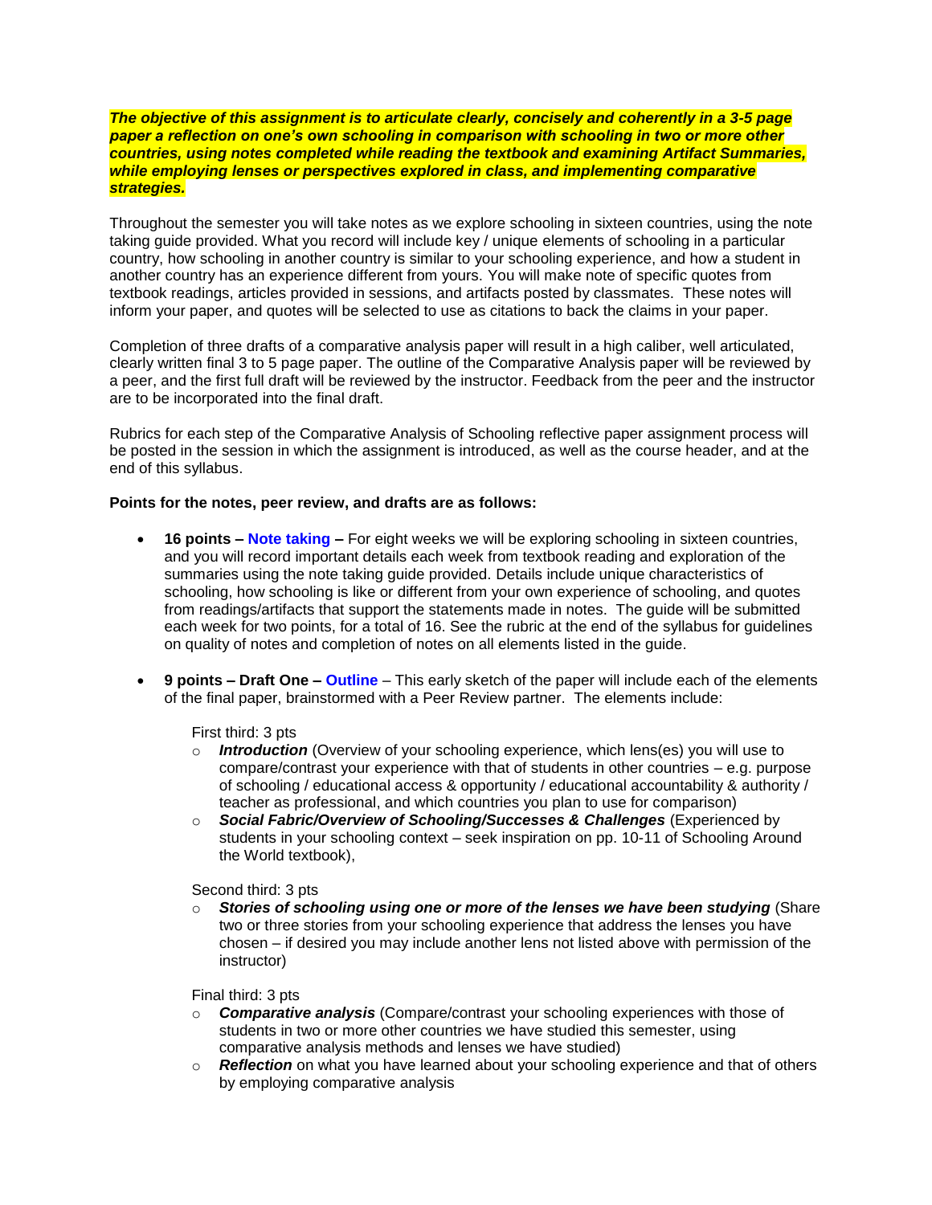***The objective of this assignment is to articulate clearly, concisely and coherently in a 3-5 page paper a reflection on one's own schooling in comparison with schooling in two or more other countries, using notes completed while reading the textbook and examining Artifact Summaries, while employing lenses or perspectives explored in class, and implementing comparative strategies.***

Throughout the semester you will take notes as we explore schooling in sixteen countries, using the note taking guide provided. What you record will include key / unique elements of schooling in a particular country, how schooling in another country is similar to your schooling experience, and how a student in another country has an experience different from yours. You will make note of specific quotes from textbook readings, articles provided in sessions, and artifacts posted by classmates. These notes will inform your paper, and quotes will be selected to use as citations to back the claims in your paper.

Completion of three drafts of a comparative analysis paper will result in a high caliber, well articulated, clearly written final 3 to 5 page paper. The outline of the Comparative Analysis paper will be reviewed by a peer, and the first full draft will be reviewed by the instructor. Feedback from the peer and the instructor are to be incorporated into the final draft.

Rubrics for each step of the Comparative Analysis of Schooling reflective paper assignment process will be posted in the session in which the assignment is introduced, as well as the course header, and at the end of this syllabus.

**Points for the notes, peer review, and drafts are as follows:**

- **16 points – Note taking –** For eight weeks we will be exploring schooling in sixteen countries, and you will record important details each week from textbook reading and exploration of the summaries using the note taking guide provided. Details include unique characteristics of schooling, how schooling is like or different from your own experience of schooling, and quotes from readings/artifacts that support the statements made in notes. The guide will be submitted each week for two points, for a total of 16. See the rubric at the end of the syllabus for guidelines on quality of notes and completion of notes on all elements listed in the guide.

- **9 points – Draft One – Outline** – This early sketch of the paper will include each of the elements of the final paper, brainstormed with a Peer Review partner. The elements include:

  First third: 3 pts
  - ***Introduction*** (Overview of your schooling experience, which lens(es) you will use to compare/contrast your experience with that of students in other countries – e.g. purpose of schooling / educational access & opportunity / educational accountability & authority / teacher as professional, and which countries you plan to use for comparison)
  - ***Social Fabric/Overview of Schooling/Successes & Challenges*** (Experienced by students in your schooling context – seek inspiration on pp. 10-11 of Schooling Around the World textbook),

  Second third: 3 pts
  - ***Stories of schooling using one or more of the lenses we have been studying*** (Share two or three stories from your schooling experience that address the lenses you have chosen – if desired you may include another lens not listed above with permission of the instructor)

  Final third: 3 pts
  - ***Comparative analysis*** (Compare/contrast your schooling experiences with those of students in two or more other countries we have studied this semester, using comparative analysis methods and lenses we have studied)
  - ***Reflection*** on what you have learned about your schooling experience and that of others by employing comparative analysis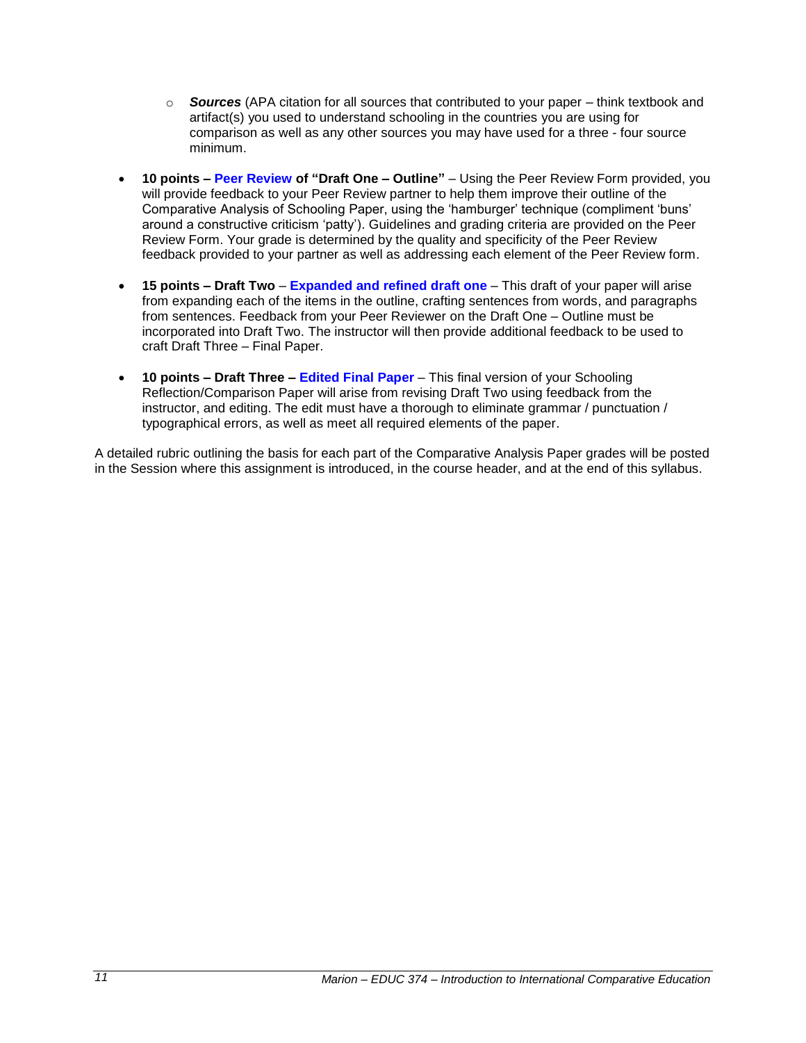- ***Sources*** (APA citation for all sources that contributed to your paper – think textbook and artifact(s) you used to understand schooling in the countries you are using for comparison as well as any other sources you may have used for a three - four source minimum.

- **10 points – Peer Review of "Draft One – Outline"** – Using the Peer Review Form provided, you will provide feedback to your Peer Review partner to help them improve their outline of the Comparative Analysis of Schooling Paper, using the 'hamburger' technique (compliment 'buns' around a constructive criticism 'patty'). Guidelines and grading criteria are provided on the Peer Review Form. Your grade is determined by the quality and specificity of the Peer Review feedback provided to your partner as well as addressing each element of the Peer Review form.

- **15 points – Draft Two** – **Expanded and refined draft one** – This draft of your paper will arise from expanding each of the items in the outline, crafting sentences from words, and paragraphs from sentences. Feedback from your Peer Reviewer on the Draft One – Outline must be incorporated into Draft Two. The instructor will then provide additional feedback to be used to craft Draft Three – Final Paper.

- **10 points – Draft Three – Edited Final Paper** – This final version of your Schooling Reflection/Comparison Paper will arise from revising Draft Two using feedback from the instructor, and editing. The edit must have a thorough to eliminate grammar / punctuation / typographical errors, as well as meet all required elements of the paper.

A detailed rubric outlining the basis for each part of the Comparative Analysis Paper grades will be posted in the Session where this assignment is introduced, in the course header, and at the end of this syllabus.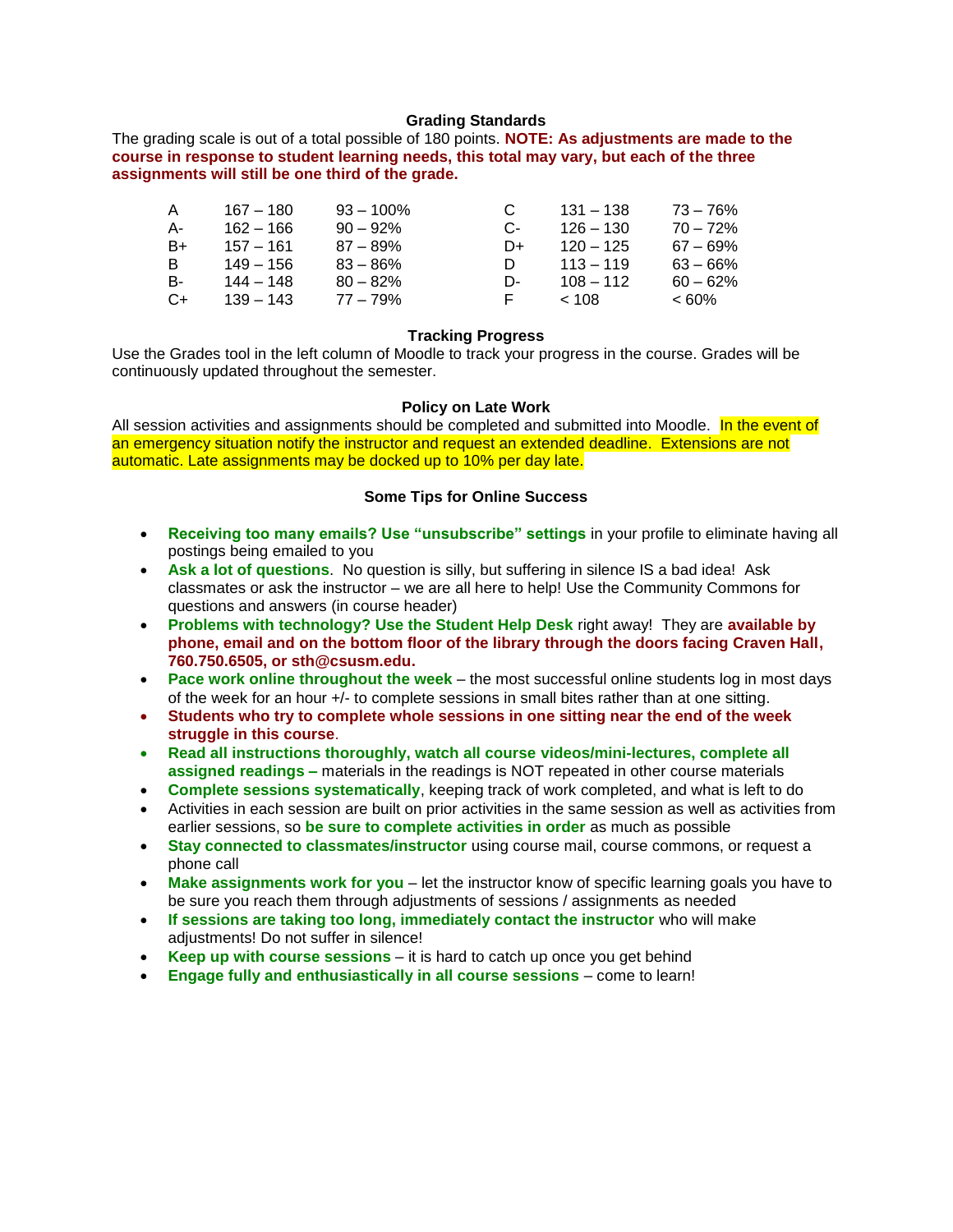### Grading Standards

The grading scale is out of a total possible of 180 points. **NOTE: As adjustments are made to the course in response to student learning needs, this total may vary, but each of the three assignments will still be one third of the grade.**

| Grade | Points | Percent | Grade | Points | Percent |
|---|---|---|---|---|---|
| A | 167 – 180 | 93 – 100% | C | 131 – 138 | 73 – 76% |
| A- | 162 – 166 | 90 – 92% | C- | 126 – 130 | 70 – 72% |
| B+ | 157 – 161 | 87 – 89% | D+ | 120 – 125 | 67 – 69% |
| B | 149 – 156 | 83 – 86% | D | 113 – 119 | 63 – 66% |
| B- | 144 – 148 | 80 – 82% | D- | 108 – 112 | 60 – 62% |
| C+ | 139 – 143 | 77 – 79% | F | < 108 | < 60% |

### Tracking Progress

Use the Grades tool in the left column of Moodle to track your progress in the course. Grades will be continuously updated throughout the semester.

### Policy on Late Work

All session activities and assignments should be completed and submitted into Moodle. In the event of an emergency situation notify the instructor and request an extended deadline. Extensions are not automatic. Late assignments may be docked up to 10% per day late.

### Some Tips for Online Success

- **Receiving too many emails? Use "unsubscribe" settings** in your profile to eliminate having all postings being emailed to you
- **Ask a lot of questions**. No question is silly, but suffering in silence IS a bad idea! Ask classmates or ask the instructor – we are all here to help! Use the Community Commons for questions and answers (in course header)
- **Problems with technology? Use the Student Help Desk** right away! They are **available by phone, email and on the bottom floor of the library through the doors facing Craven Hall, 760.750.6505, or sth@csusm.edu.**
- **Pace work online throughout the week** – the most successful online students log in most days of the week for an hour +/- to complete sessions in small bites rather than at one sitting.
- **Students who try to complete whole sessions in one sitting near the end of the week struggle in this course**.
- **Read all instructions thoroughly, watch all course videos/mini-lectures, complete all assigned readings –** materials in the readings is NOT repeated in other course materials
- **Complete sessions systematically**, keeping track of work completed, and what is left to do
- Activities in each session are built on prior activities in the same session as well as activities from earlier sessions, so **be sure to complete activities in order** as much as possible
- **Stay connected to classmates/instructor** using course mail, course commons, or request a phone call
- **Make assignments work for you** – let the instructor know of specific learning goals you have to be sure you reach them through adjustments of sessions / assignments as needed
- **If sessions are taking too long, immediately contact the instructor** who will make adjustments! Do not suffer in silence!
- **Keep up with course sessions** – it is hard to catch up once you get behind
- **Engage fully and enthusiastically in all course sessions** – come to learn!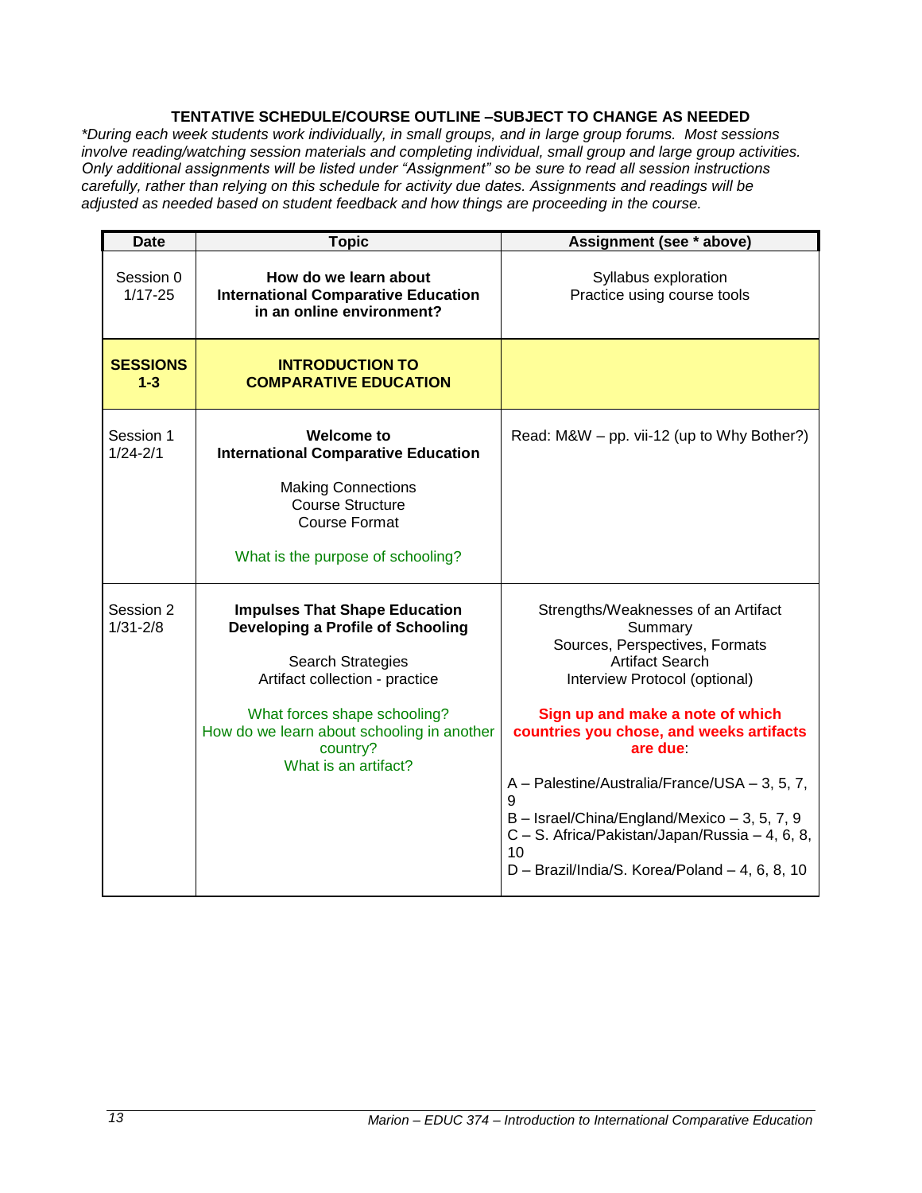**TENTATIVE SCHEDULE/COURSE OUTLINE –SUBJECT TO CHANGE AS NEEDED**

*\*During each week students work individually, in small groups, and in large group forums. Most sessions involve reading/watching session materials and completing individual, small group and large group activities. Only additional assignments will be listed under "Assignment" so be sure to read all session instructions carefully, rather than relying on this schedule for activity due dates. Assignments and readings will be adjusted as needed based on student feedback and how things are proceeding in the course.*

| Date | Topic | Assignment (see * above) |
|---|---|---|
| Session 0<br>1/17-25 | **How do we learn about International Comparative Education in an online environment?** | Syllabus exploration<br>Practice using course tools |
| **SESSIONS 1-3** | **INTRODUCTION TO COMPARATIVE EDUCATION** | |
| Session 1<br>1/24-2/1 | **Welcome to International Comparative Education**<br><br>Making Connections<br>Course Structure<br>Course Format<br><br>What is the purpose of schooling? | Read: M&W – pp. vii-12 (up to Why Bother?) |
| Session 2<br>1/31-2/8 | **Impulses That Shape Education**<br>**Developing a Profile of Schooling**<br><br>Search Strategies<br>Artifact collection - practice<br><br>What forces shape schooling?<br>How do we learn about schooling in another country?<br>What is an artifact? | Strengths/Weaknesses of an Artifact<br>Summary<br>Sources, Perspectives, Formats<br>Artifact Search<br>Interview Protocol (optional)<br><br>**Sign up and make a note of which countries you chose, and weeks artifacts are due**:<br><br>A – Palestine/Australia/France/USA – 3, 5, 7, 9<br>B – Israel/China/England/Mexico – 3, 5, 7, 9<br>C – S. Africa/Pakistan/Japan/Russia – 4, 6, 8, 10<br>D – Brazil/India/S. Korea/Poland – 4, 6, 8, 10 |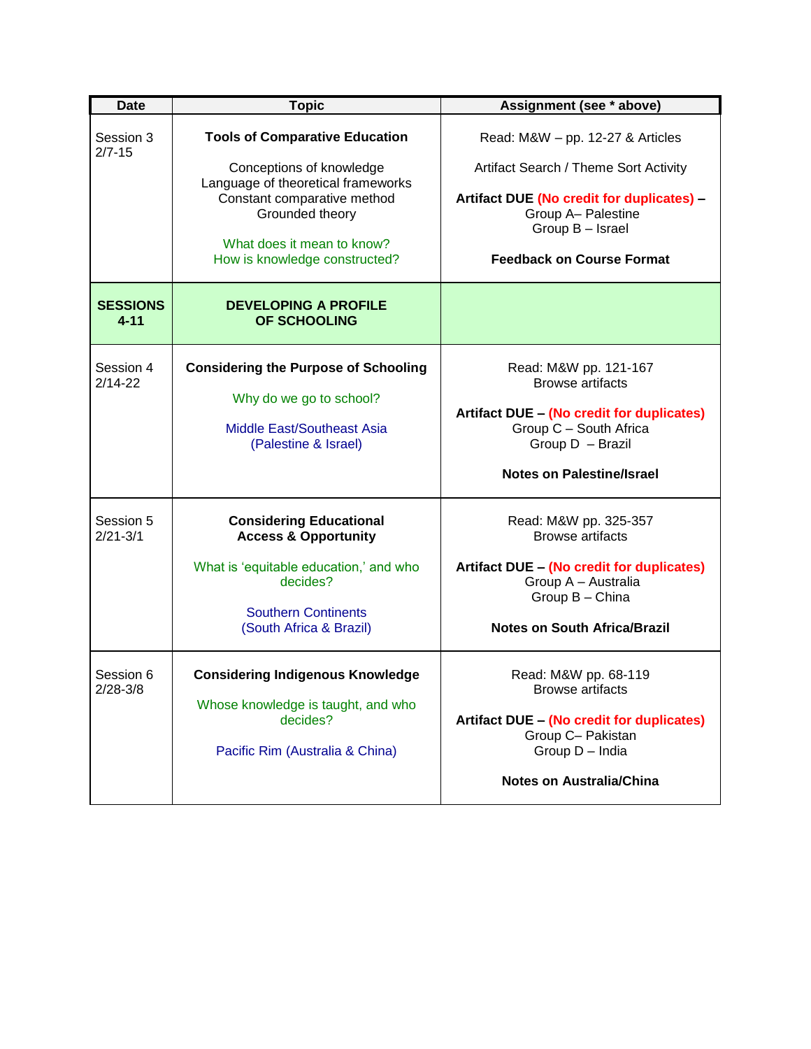| Date | Topic | Assignment (see * above) |
| --- | --- | --- |
| Session 3<br>2/7-15 | **Tools of Comparative Education**<br><br>Conceptions of knowledge<br>Language of theoretical frameworks<br>Constant comparative method<br>Grounded theory<br><br>What does it mean to know?<br>How is knowledge constructed? | Read: M&W – pp. 12-27 & Articles<br><br>Artifact Search / Theme Sort Activity<br><br>**Artifact DUE (No credit for duplicates) –**<br>Group A– Palestine<br>Group B – Israel<br><br>**Feedback on Course Format** |
| **SESSIONS 4-11** | **DEVELOPING A PROFILE OF SCHOOLING** | |
| Session 4<br>2/14-22 | **Considering the Purpose of Schooling**<br><br>Why do we go to school?<br><br>Middle East/Southeast Asia<br>(Palestine & Israel) | Read: M&W pp. 121-167<br>Browse artifacts<br><br>**Artifact DUE – (No credit for duplicates)**<br>Group C – South Africa<br>Group D – Brazil<br><br>**Notes on Palestine/Israel** |
| Session 5<br>2/21-3/1 | **Considering Educational Access & Opportunity**<br><br>What is 'equitable education,' and who decides?<br><br>Southern Continents<br>(South Africa & Brazil) | Read: M&W pp. 325-357<br>Browse artifacts<br><br>**Artifact DUE – (No credit for duplicates)**<br>Group A – Australia<br>Group B – China<br><br>**Notes on South Africa/Brazil** |
| Session 6<br>2/28-3/8 | **Considering Indigenous Knowledge**<br><br>Whose knowledge is taught, and who decides?<br><br>Pacific Rim (Australia & China) | Read: M&W pp. 68-119<br>Browse artifacts<br><br>**Artifact DUE – (No credit for duplicates)**<br>Group C– Pakistan<br>Group D – India<br><br>**Notes on Australia/China** |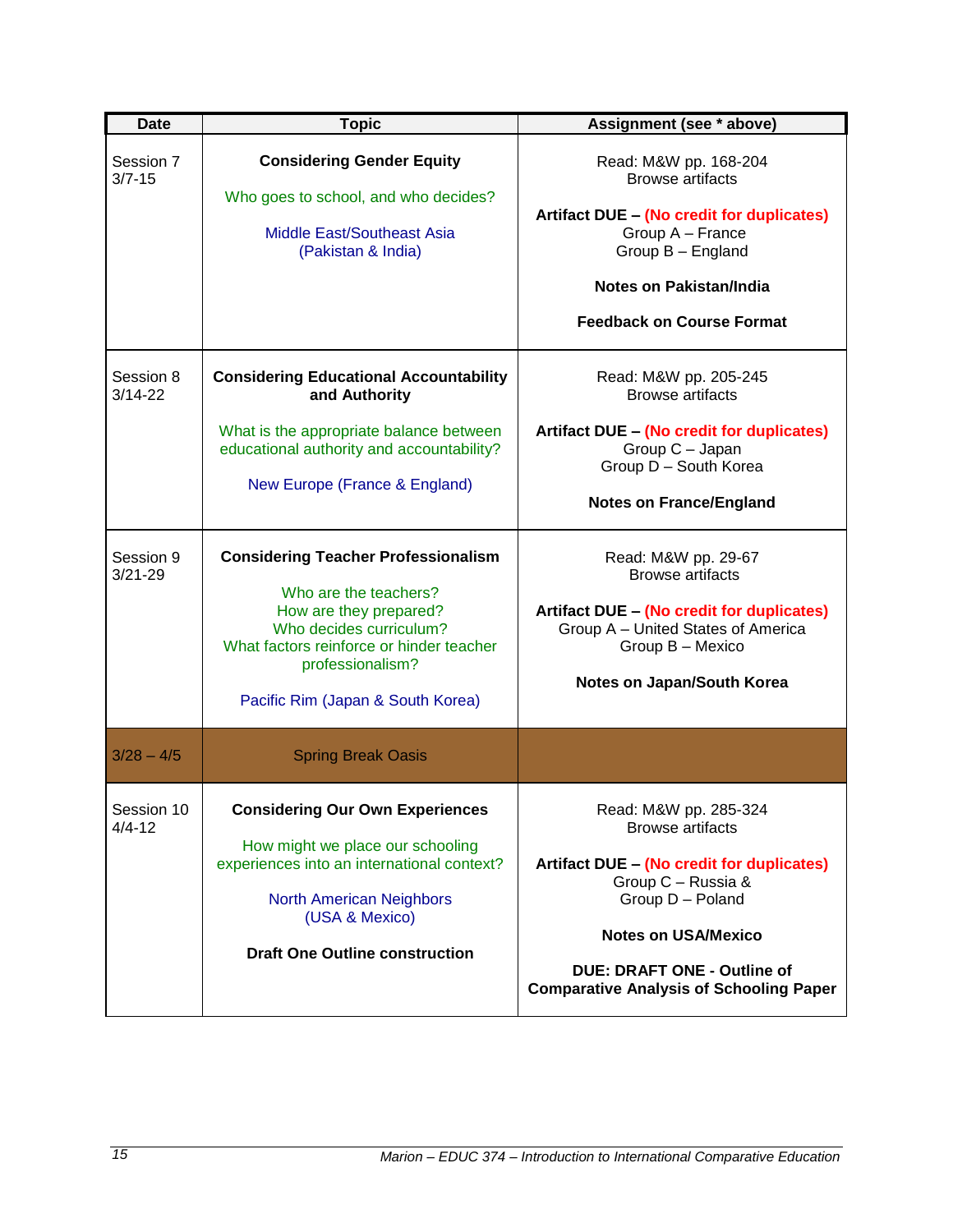| Date | Topic | Assignment (see * above) |
|---|---|---|
| Session 7<br>3/7-15 | **Considering Gender Equity**<br><br>Who goes to school, and who decides?<br><br>Middle East/Southeast Asia<br>(Pakistan & India) | Read: M&W pp. 168-204<br>Browse artifacts<br><br>**Artifact DUE – (No credit for duplicates)**<br>Group A – France<br>Group B – England<br><br>**Notes on Pakistan/India**<br><br>**Feedback on Course Format** |
| Session 8<br>3/14-22 | **Considering Educational Accountability and Authority**<br><br>What is the appropriate balance between educational authority and accountability?<br><br>New Europe (France & England) | Read: M&W pp. 205-245<br>Browse artifacts<br><br>**Artifact DUE – (No credit for duplicates)**<br>Group C – Japan<br>Group D – South Korea<br><br>**Notes on France/England** |
| Session 9<br>3/21-29 | **Considering Teacher Professionalism**<br><br>Who are the teachers?<br>How are they prepared?<br>Who decides curriculum?<br>What factors reinforce or hinder teacher professionalism?<br><br>Pacific Rim (Japan & South Korea) | Read: M&W pp. 29-67<br>Browse artifacts<br><br>**Artifact DUE – (No credit for duplicates)**<br>Group A – United States of America<br>Group B – Mexico<br><br>**Notes on Japan/South Korea** |
| 3/28 – 4/5 | Spring Break Oasis | |
| Session 10<br>4/4-12 | **Considering Our Own Experiences**<br><br>How might we place our schooling experiences into an international context?<br><br>North American Neighbors<br>(USA & Mexico)<br><br>**Draft One Outline construction** | Read: M&W pp. 285-324<br>Browse artifacts<br><br>**Artifact DUE – (No credit for duplicates)**<br>Group C – Russia &<br>Group D – Poland<br><br>**Notes on USA/Mexico**<br><br>**DUE: DRAFT ONE - Outline of Comparative Analysis of Schooling Paper** |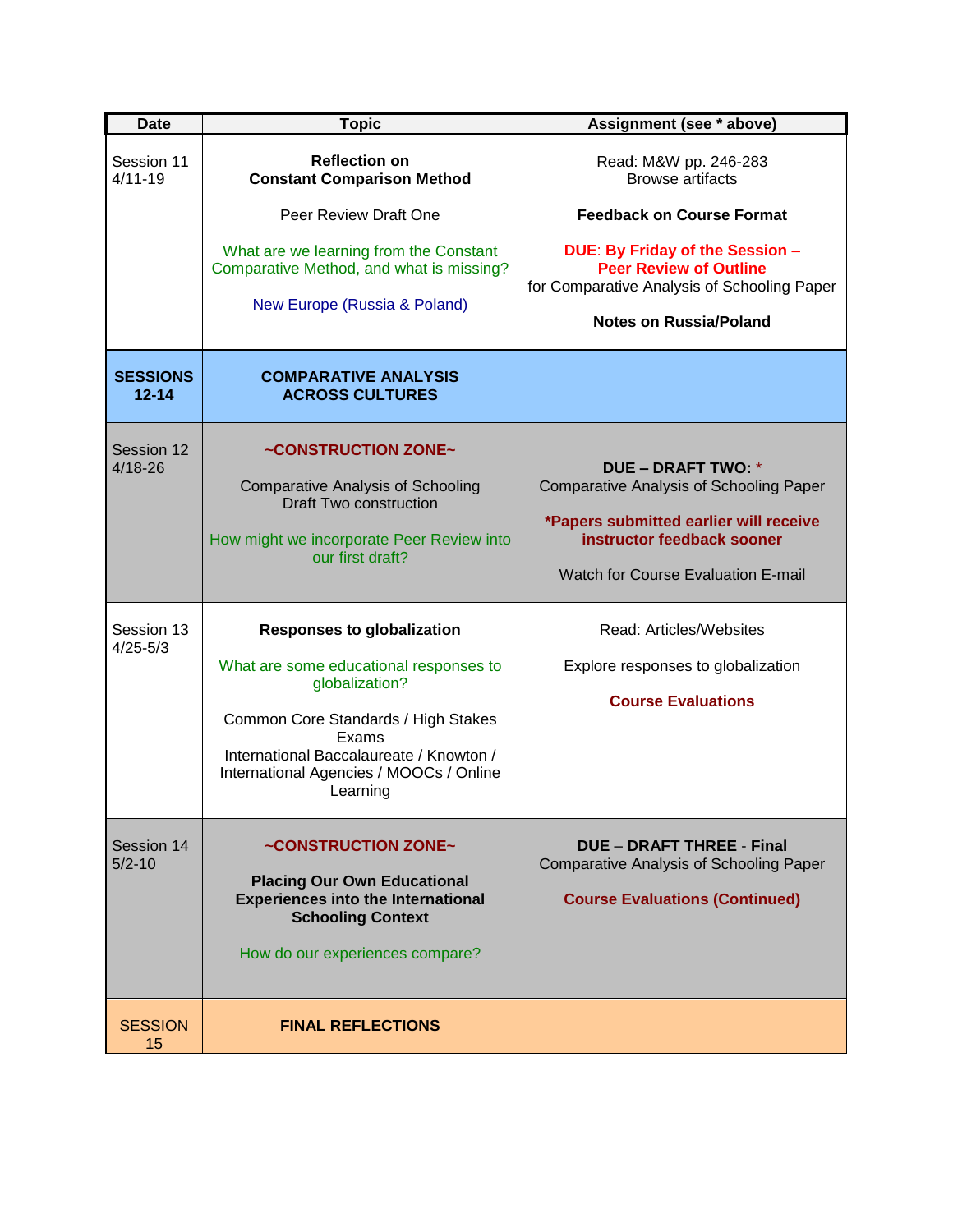| Date | Topic | Assignment (see * above) |
|---|---|---|
| Session 11<br>4/11-19 | **Reflection on**<br>**Constant Comparison Method**<br><br>Peer Review Draft One<br><br>What are we learning from the Constant Comparative Method, and what is missing?<br><br>New Europe (Russia & Poland) | Read: M&W pp. 246-283<br>Browse artifacts<br><br>**Feedback on Course Format**<br><br>**DUE: By Friday of the Session – Peer Review of Outline**<br>for Comparative Analysis of Schooling Paper<br><br>**Notes on Russia/Poland** |
| **SESSIONS 12-14** | **COMPARATIVE ANALYSIS ACROSS CULTURES** | |
| Session 12<br>4/18-26 | **~CONSTRUCTION ZONE~**<br><br>Comparative Analysis of Schooling<br>Draft Two construction<br><br>How might we incorporate Peer Review into our first draft? | **DUE – DRAFT TWO:** *<br>Comparative Analysis of Schooling Paper<br><br>***Papers submitted earlier will receive instructor feedback sooner**<br><br>Watch for Course Evaluation E-mail |
| Session 13<br>4/25-5/3 | **Responses to globalization**<br><br>What are some educational responses to globalization?<br><br>Common Core Standards / High Stakes Exams<br>International Baccalaureate / Knowton / International Agencies / MOOCs / Online Learning | Read: Articles/Websites<br><br>Explore responses to globalization<br><br>**Course Evaluations** |
| Session 14<br>5/2-10 | **~CONSTRUCTION ZONE~**<br><br>**Placing Our Own Educational Experiences into the International Schooling Context**<br><br>How do our experiences compare? | **DUE – DRAFT THREE - Final**<br>Comparative Analysis of Schooling Paper<br><br>**Course Evaluations (Continued)** |
| SESSION 15 | **FINAL REFLECTIONS** | |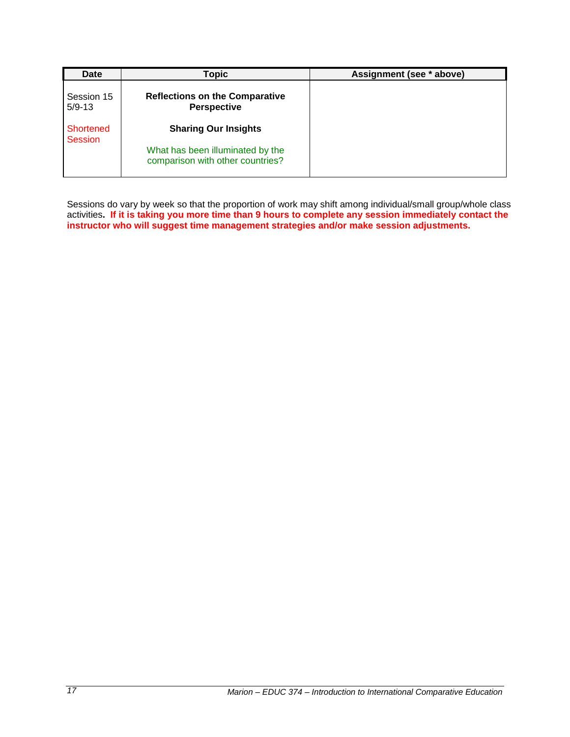| Date | Topic | Assignment (see * above) |
|---|---|---|
| Session 15<br>5/9-13<br><br>Shortened Session | **Reflections on the Comparative Perspective**<br><br>**Sharing Our Insights**<br><br>What has been illuminated by the comparison with other countries? | |

Sessions do vary by week so that the proportion of work may shift among individual/small group/whole class activities**. If it is taking you more time than 9 hours to complete any session immediately contact the instructor who will suggest time management strategies and/or make session adjustments.**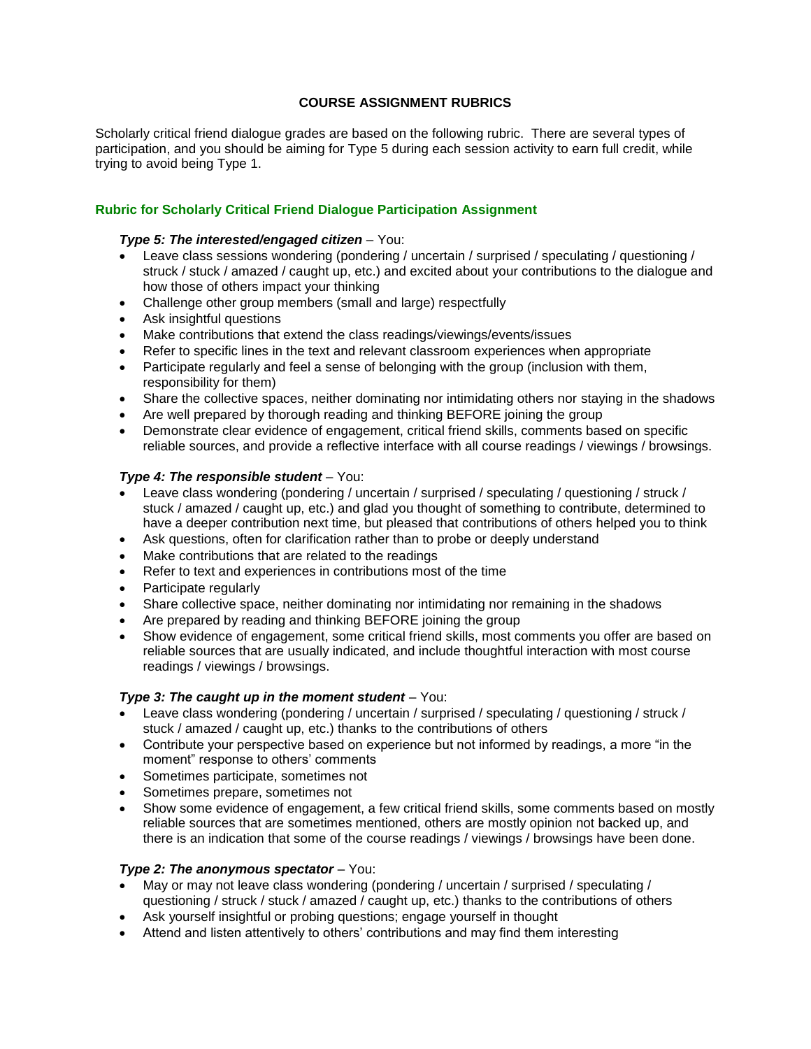**COURSE ASSIGNMENT RUBRICS**

Scholarly critical friend dialogue grades are based on the following rubric. There are several types of participation, and you should be aiming for Type 5 during each session activity to earn full credit, while trying to avoid being Type 1.

### Rubric for Scholarly Critical Friend Dialogue Participation Assignment

***Type 5: The interested/engaged citizen*** – You:

- Leave class sessions wondering (pondering / uncertain / surprised / speculating / questioning / struck / stuck / amazed / caught up, etc.) and excited about your contributions to the dialogue and how those of others impact your thinking
- Challenge other group members (small and large) respectfully
- Ask insightful questions
- Make contributions that extend the class readings/viewings/events/issues
- Refer to specific lines in the text and relevant classroom experiences when appropriate
- Participate regularly and feel a sense of belonging with the group (inclusion with them, responsibility for them)
- Share the collective spaces, neither dominating nor intimidating others nor staying in the shadows
- Are well prepared by thorough reading and thinking BEFORE joining the group
- Demonstrate clear evidence of engagement, critical friend skills, comments based on specific reliable sources, and provide a reflective interface with all course readings / viewings / browsings.

***Type 4: The responsible student*** – You:

- Leave class wondering (pondering / uncertain / surprised / speculating / questioning / struck / stuck / amazed / caught up, etc.) and glad you thought of something to contribute, determined to have a deeper contribution next time, but pleased that contributions of others helped you to think
- Ask questions, often for clarification rather than to probe or deeply understand
- Make contributions that are related to the readings
- Refer to text and experiences in contributions most of the time
- Participate regularly
- Share collective space, neither dominating nor intimidating nor remaining in the shadows
- Are prepared by reading and thinking BEFORE joining the group
- Show evidence of engagement, some critical friend skills, most comments you offer are based on reliable sources that are usually indicated, and include thoughtful interaction with most course readings / viewings / browsings.

***Type 3: The caught up in the moment student*** – You:

- Leave class wondering (pondering / uncertain / surprised / speculating / questioning / struck / stuck / amazed / caught up, etc.) thanks to the contributions of others
- Contribute your perspective based on experience but not informed by readings, a more "in the moment" response to others' comments
- Sometimes participate, sometimes not
- Sometimes prepare, sometimes not
- Show some evidence of engagement, a few critical friend skills, some comments based on mostly reliable sources that are sometimes mentioned, others are mostly opinion not backed up, and there is an indication that some of the course readings / viewings / browsings have been done.

***Type 2: The anonymous spectator*** – You:

- May or may not leave class wondering (pondering / uncertain / surprised / speculating / questioning / struck / stuck / amazed / caught up, etc.) thanks to the contributions of others
- Ask yourself insightful or probing questions; engage yourself in thought
- Attend and listen attentively to others' contributions and may find them interesting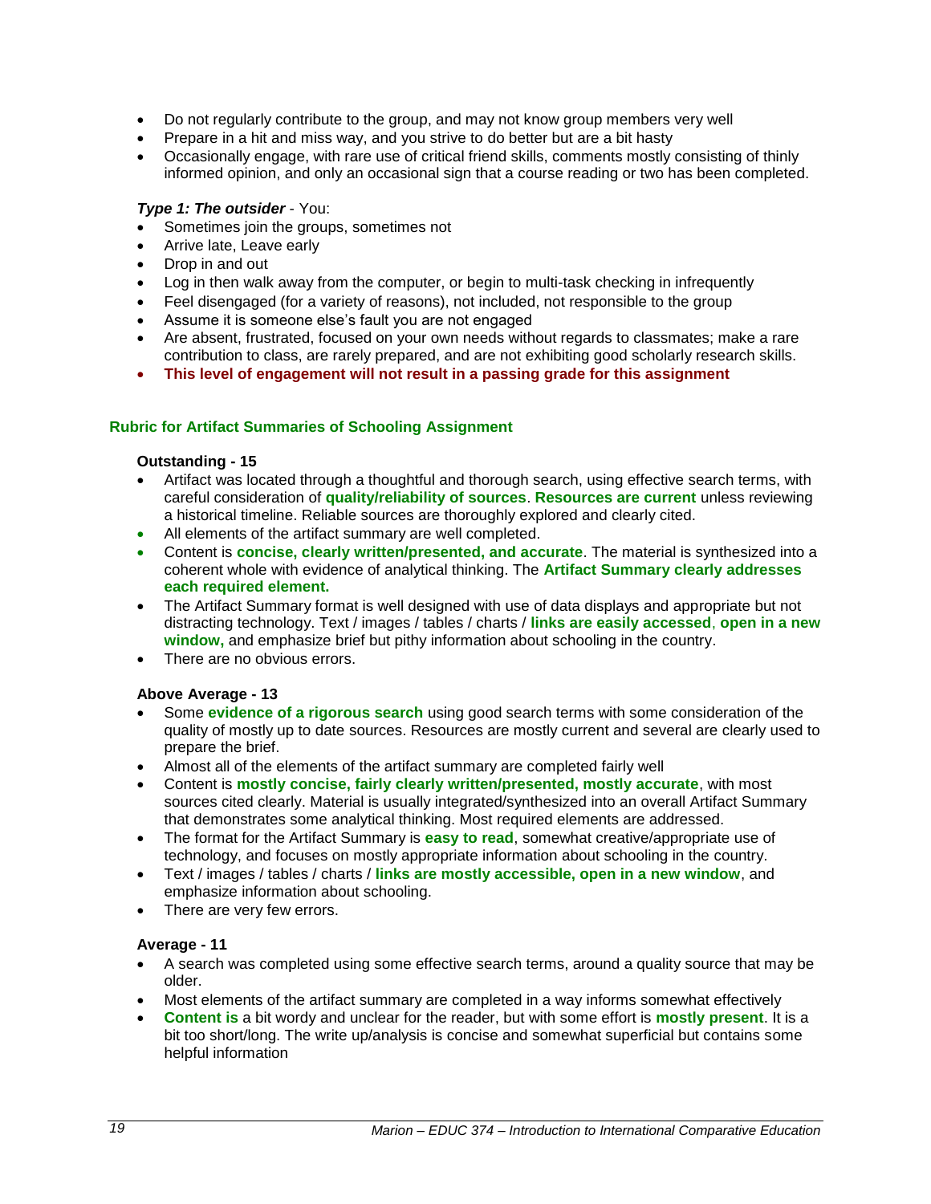- Do not regularly contribute to the group, and may not know group members very well
- Prepare in a hit and miss way, and you strive to do better but are a bit hasty
- Occasionally engage, with rare use of critical friend skills, comments mostly consisting of thinly informed opinion, and only an occasional sign that a course reading or two has been completed.

***Type 1: The outsider*** - You:

- Sometimes join the groups, sometimes not
- Arrive late, Leave early
- Drop in and out
- Log in then walk away from the computer, or begin to multi-task checking in infrequently
- Feel disengaged (for a variety of reasons), not included, not responsible to the group
- Assume it is someone else's fault you are not engaged
- Are absent, frustrated, focused on your own needs without regards to classmates; make a rare contribution to class, are rarely prepared, and are not exhibiting good scholarly research skills.
- **This level of engagement will not result in a passing grade for this assignment**

### Rubric for Artifact Summaries of Schooling Assignment

**Outstanding - 15**

- Artifact was located through a thoughtful and thorough search, using effective search terms, with careful consideration of **quality/reliability of sources**. **Resources are current** unless reviewing a historical timeline. Reliable sources are thoroughly explored and clearly cited.
- All elements of the artifact summary are well completed.
- Content is **concise, clearly written/presented, and accurate**. The material is synthesized into a coherent whole with evidence of analytical thinking. The **Artifact Summary clearly addresses each required element.**
- The Artifact Summary format is well designed with use of data displays and appropriate but not distracting technology. Text / images / tables / charts / **links are easily accessed**, **open in a new window,** and emphasize brief but pithy information about schooling in the country.
- There are no obvious errors.

**Above Average - 13**

- Some **evidence of a rigorous search** using good search terms with some consideration of the quality of mostly up to date sources. Resources are mostly current and several are clearly used to prepare the brief.
- Almost all of the elements of the artifact summary are completed fairly well
- Content is **mostly concise, fairly clearly written/presented, mostly accurate**, with most sources cited clearly. Material is usually integrated/synthesized into an overall Artifact Summary that demonstrates some analytical thinking. Most required elements are addressed.
- The format for the Artifact Summary is **easy to read**, somewhat creative/appropriate use of technology, and focuses on mostly appropriate information about schooling in the country.
- Text / images / tables / charts / **links are mostly accessible, open in a new window**, and emphasize information about schooling.
- There are very few errors.

**Average - 11**

- A search was completed using some effective search terms, around a quality source that may be older.
- Most elements of the artifact summary are completed in a way informs somewhat effectively
- **Content is** a bit wordy and unclear for the reader, but with some effort is **mostly present**. It is a bit too short/long. The write up/analysis is concise and somewhat superficial but contains some helpful information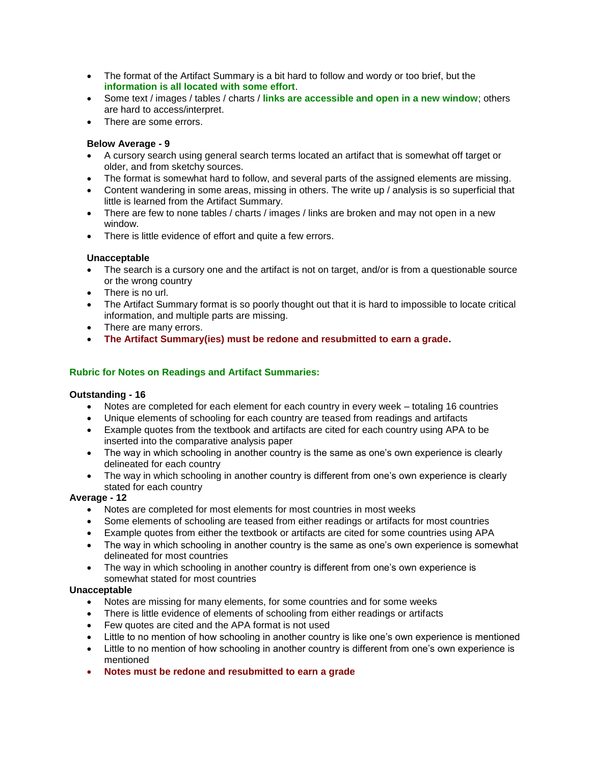- The format of the Artifact Summary is a bit hard to follow and wordy or too brief, but the **information is all located with some effort**.
- Some text / images / tables / charts / **links are accessible and open in a new window**; others are hard to access/interpret.
- There are some errors.

**Below Average - 9**

- A cursory search using general search terms located an artifact that is somewhat off target or older, and from sketchy sources.
- The format is somewhat hard to follow, and several parts of the assigned elements are missing.
- Content wandering in some areas, missing in others. The write up / analysis is so superficial that little is learned from the Artifact Summary.
- There are few to none tables / charts / images / links are broken and may not open in a new window.
- There is little evidence of effort and quite a few errors.

**Unacceptable**

- The search is a cursory one and the artifact is not on target, and/or is from a questionable source or the wrong country
- There is no url.
- The Artifact Summary format is so poorly thought out that it is hard to impossible to locate critical information, and multiple parts are missing.
- There are many errors.
- **The Artifact Summary(ies) must be redone and resubmitted to earn a grade.**

**Rubric for Notes on Readings and Artifact Summaries:**

**Outstanding - 16**

- Notes are completed for each element for each country in every week – totaling 16 countries
- Unique elements of schooling for each country are teased from readings and artifacts
- Example quotes from the textbook and artifacts are cited for each country using APA to be inserted into the comparative analysis paper
- The way in which schooling in another country is the same as one's own experience is clearly delineated for each country
- The way in which schooling in another country is different from one's own experience is clearly stated for each country

**Average - 12**

- Notes are completed for most elements for most countries in most weeks
- Some elements of schooling are teased from either readings or artifacts for most countries
- Example quotes from either the textbook or artifacts are cited for some countries using APA
- The way in which schooling in another country is the same as one's own experience is somewhat delineated for most countries
- The way in which schooling in another country is different from one's own experience is somewhat stated for most countries

**Unacceptable**

- Notes are missing for many elements, for some countries and for some weeks
- There is little evidence of elements of schooling from either readings or artifacts
- Few quotes are cited and the APA format is not used
- Little to no mention of how schooling in another country is like one's own experience is mentioned
- Little to no mention of how schooling in another country is different from one's own experience is mentioned
- **Notes must be redone and resubmitted to earn a grade**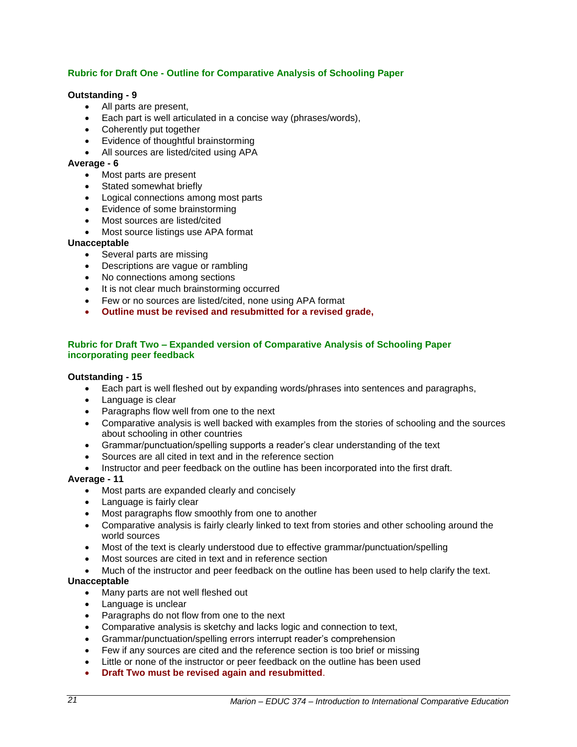## Rubric for Draft One - Outline for Comparative Analysis of Schooling Paper

**Outstanding - 9**

- All parts are present,
- Each part is well articulated in a concise way (phrases/words),
- Coherently put together
- Evidence of thoughtful brainstorming
- All sources are listed/cited using APA

**Average - 6**

- Most parts are present
- Stated somewhat briefly
- Logical connections among most parts
- Evidence of some brainstorming
- Most sources are listed/cited
- Most source listings use APA format

**Unacceptable**

- Several parts are missing
- Descriptions are vague or rambling
- No connections among sections
- It is not clear much brainstorming occurred
- Few or no sources are listed/cited, none using APA format
- **Outline must be revised and resubmitted for a revised grade,**

## Rubric for Draft Two – Expanded version of Comparative Analysis of Schooling Paper incorporating peer feedback

**Outstanding - 15**

- Each part is well fleshed out by expanding words/phrases into sentences and paragraphs,
- Language is clear
- Paragraphs flow well from one to the next
- Comparative analysis is well backed with examples from the stories of schooling and the sources about schooling in other countries
- Grammar/punctuation/spelling supports a reader's clear understanding of the text
- Sources are all cited in text and in the reference section
- Instructor and peer feedback on the outline has been incorporated into the first draft.

**Average - 11**

- Most parts are expanded clearly and concisely
- Language is fairly clear
- Most paragraphs flow smoothly from one to another
- Comparative analysis is fairly clearly linked to text from stories and other schooling around the world sources
- Most of the text is clearly understood due to effective grammar/punctuation/spelling
- Most sources are cited in text and in reference section
- Much of the instructor and peer feedback on the outline has been used to help clarify the text.

**Unacceptable**

- Many parts are not well fleshed out
- Language is unclear
- Paragraphs do not flow from one to the next
- Comparative analysis is sketchy and lacks logic and connection to text,
- Grammar/punctuation/spelling errors interrupt reader's comprehension
- Few if any sources are cited and the reference section is too brief or missing
- Little or none of the instructor or peer feedback on the outline has been used
- **Draft Two must be revised again and resubmitted**.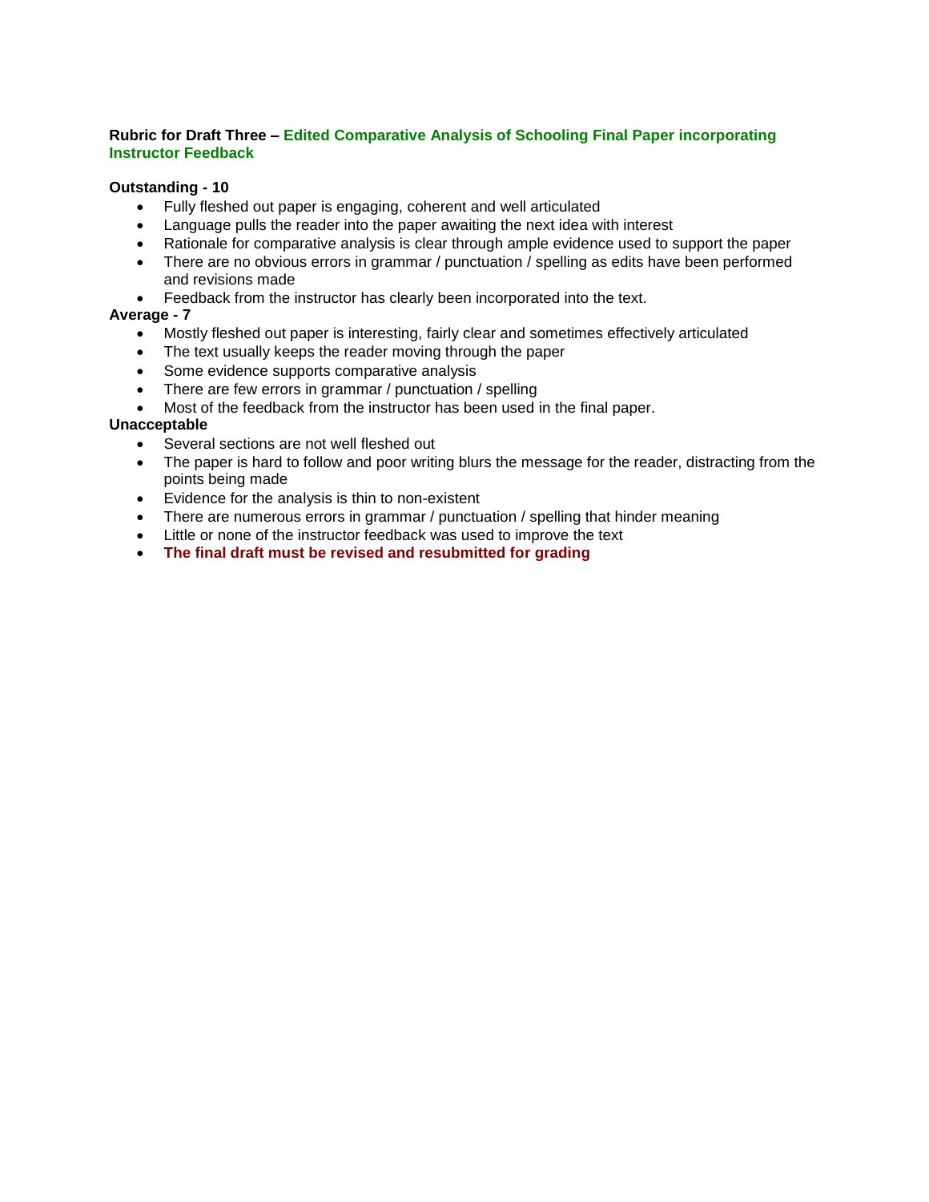**Rubric for Draft Three – Edited Comparative Analysis of Schooling Final Paper incorporating Instructor Feedback**

**Outstanding - 10**

- Fully fleshed out paper is engaging, coherent and well articulated
- Language pulls the reader into the paper awaiting the next idea with interest
- Rationale for comparative analysis is clear through ample evidence used to support the paper
- There are no obvious errors in grammar / punctuation / spelling as edits have been performed and revisions made
- Feedback from the instructor has clearly been incorporated into the text.

**Average - 7**

- Mostly fleshed out paper is interesting, fairly clear and sometimes effectively articulated
- The text usually keeps the reader moving through the paper
- Some evidence supports comparative analysis
- There are few errors in grammar / punctuation / spelling
- Most of the feedback from the instructor has been used in the final paper.

**Unacceptable**

- Several sections are not well fleshed out
- The paper is hard to follow and poor writing blurs the message for the reader, distracting from the points being made
- Evidence for the analysis is thin to non-existent
- There are numerous errors in grammar / punctuation / spelling that hinder meaning
- Little or none of the instructor feedback was used to improve the text
- **The final draft must be revised and resubmitted for grading**